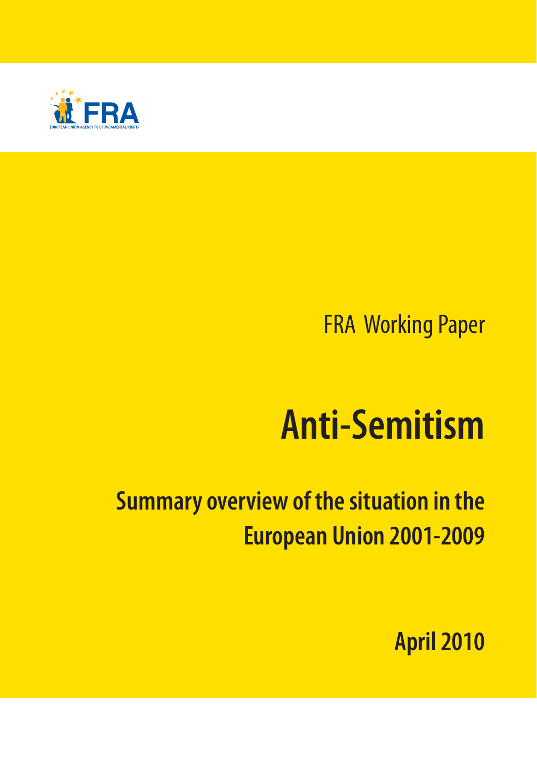FRA

EUROPEAN UNION AGENCY FOR FUNDAMENTAL RIGHTS

FRA Working Paper

# Anti-Semitism

## Summary overview of the situation in the European Union 2001-2009

**April 2010**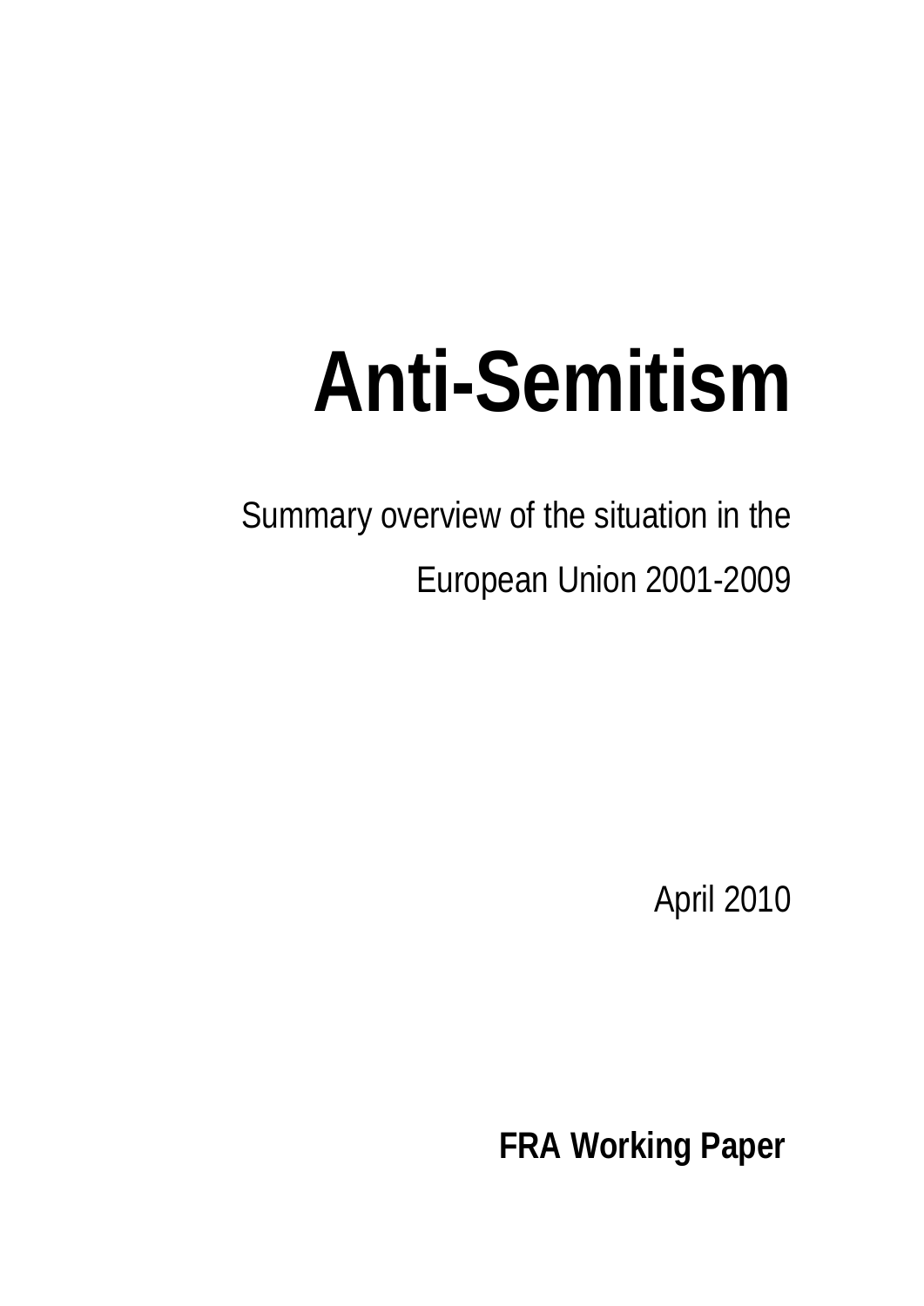# Anti-Semitism

Summary overview of the situation in the European Union 2001-2009

April 2010

**FRA Working Paper**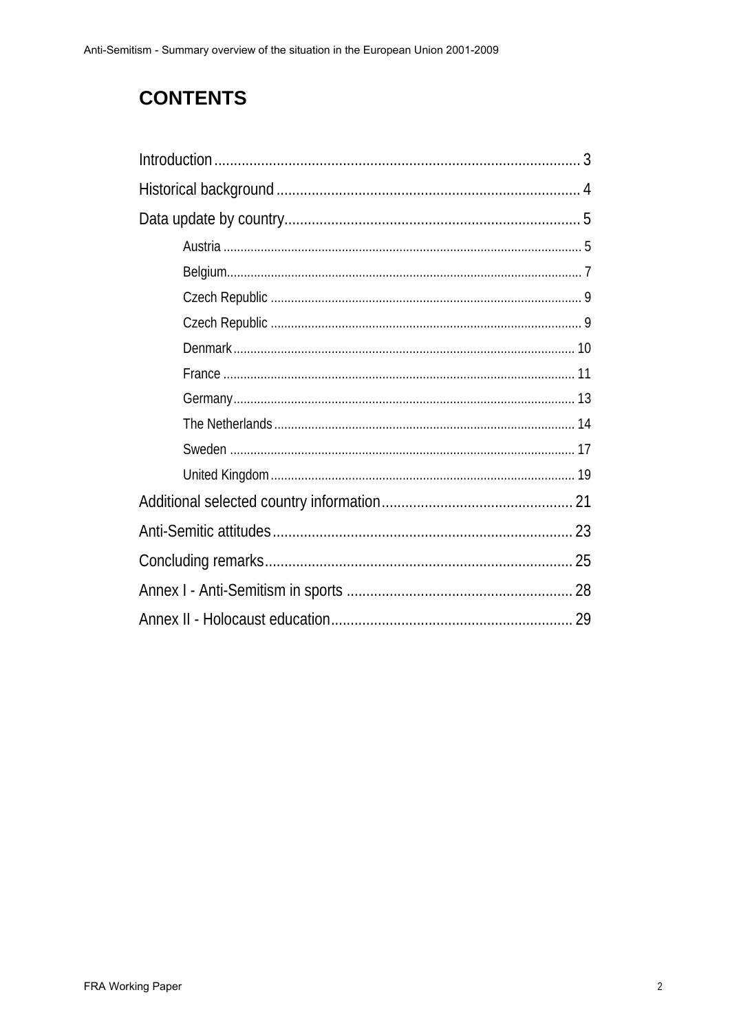# CONTENTS

Introduction ............................................................................................ 3

Historical background ............................................................................ 4

Data update by country.......................................................................... 5

- Austria ....................................................................................................... 5
- Belgium...................................................................................................... 7
- Czech Republic .......................................................................................... 9
- Czech Republic .......................................................................................... 9
- Denmark................................................................................................... 10
- France ...................................................................................................... 11
- Germany................................................................................................... 13
- The Netherlands....................................................................................... 14
- Sweden .................................................................................................... 17
- United Kingdom........................................................................................ 19

Additional selected country information ................................................ 21

Anti-Semitic attitudes ........................................................................... 23

Concluding remarks.............................................................................. 25

Annex I - Anti-Semitism in sports ......................................................... 28

Annex II - Holocaust education............................................................. 29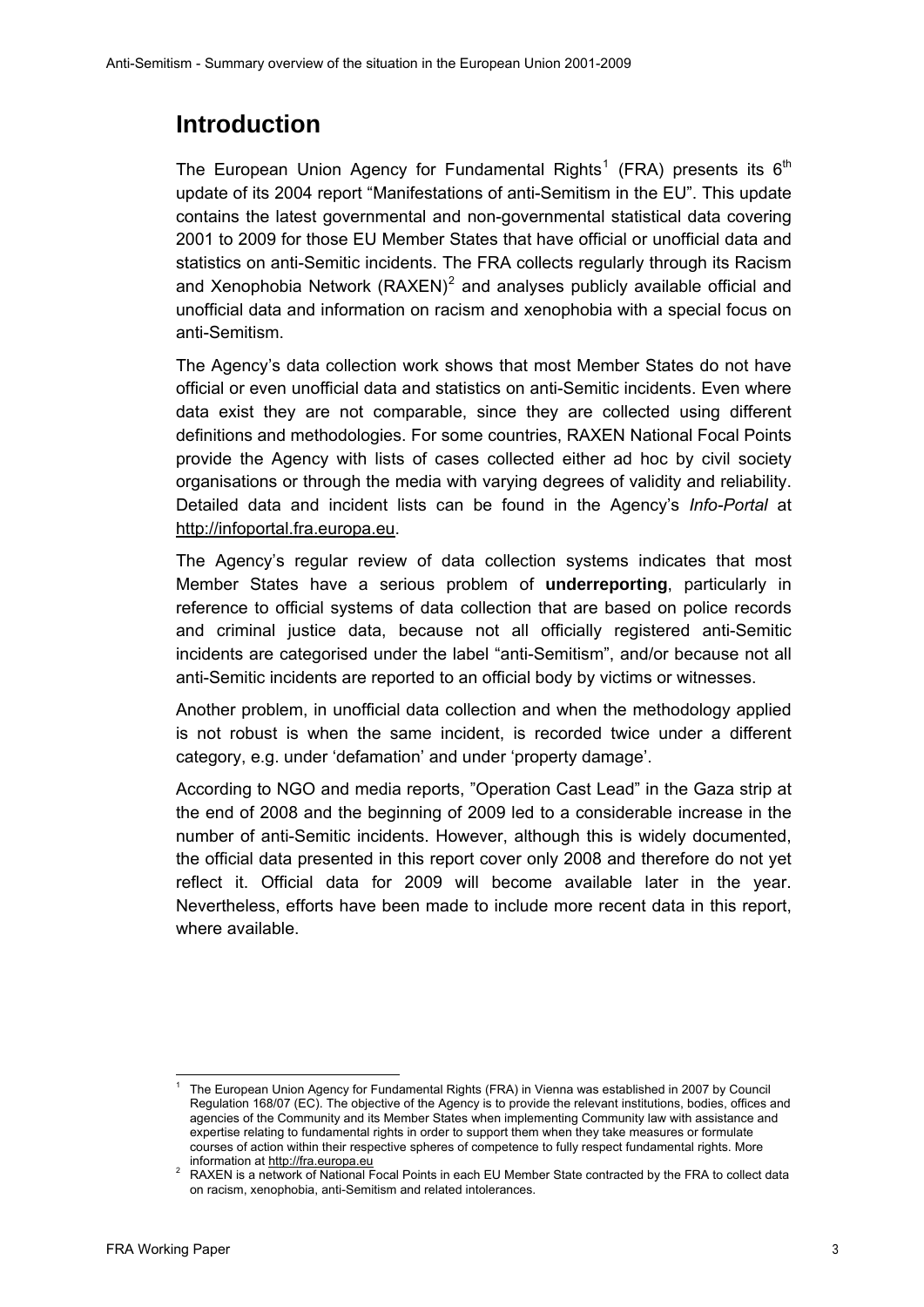# Introduction

The European Union Agency for Fundamental Rights[1] (FRA) presents its $6^{th}$ update of its 2004 report "Manifestations of anti-Semitism in the EU". This update contains the latest governmental and non-governmental statistical data covering 2001 to 2009 for those EU Member States that have official or unofficial data and statistics on anti-Semitic incidents. The FRA collects regularly through its Racism and Xenophobia Network (RAXEN)[2] and analyses publicly available official and unofficial data and information on racism and xenophobia with a special focus on anti-Semitism.

The Agency's data collection work shows that most Member States do not have official or even unofficial data and statistics on anti-Semitic incidents. Even where data exist they are not comparable, since they are collected using different definitions and methodologies. For some countries, RAXEN National Focal Points provide the Agency with lists of cases collected either ad hoc by civil society organisations or through the media with varying degrees of validity and reliability. Detailed data and incident lists can be found in the Agency's *Info-Portal* at http://infoportal.fra.europa.eu.

The Agency's regular review of data collection systems indicates that most Member States have a serious problem of **underreporting**, particularly in reference to official systems of data collection that are based on police records and criminal justice data, because not all officially registered anti-Semitic incidents are categorised under the label "anti-Semitism", and/or because not all anti-Semitic incidents are reported to an official body by victims or witnesses.

Another problem, in unofficial data collection and when the methodology applied is not robust is when the same incident, is recorded twice under a different category, e.g. under 'defamation' and under 'property damage'.

According to NGO and media reports, "Operation Cast Lead" in the Gaza strip at the end of 2008 and the beginning of 2009 led to a considerable increase in the number of anti-Semitic incidents. However, although this is widely documented, the official data presented in this report cover only 2008 and therefore do not yet reflect it. Official data for 2009 will become available later in the year. Nevertheless, efforts have been made to include more recent data in this report, where available.

---

[1] The European Union Agency for Fundamental Rights (FRA) in Vienna was established in 2007 by Council Regulation 168/07 (EC). The objective of the Agency is to provide the relevant institutions, bodies, offices and agencies of the Community and its Member States when implementing Community law with assistance and expertise relating to fundamental rights in order to support them when they take measures or formulate courses of action within their respective spheres of competence to fully respect fundamental rights. More information at http://fra.europa.eu

[2] RAXEN is a network of National Focal Points in each EU Member State contracted by the FRA to collect data on racism, xenophobia, anti-Semitism and related intolerances.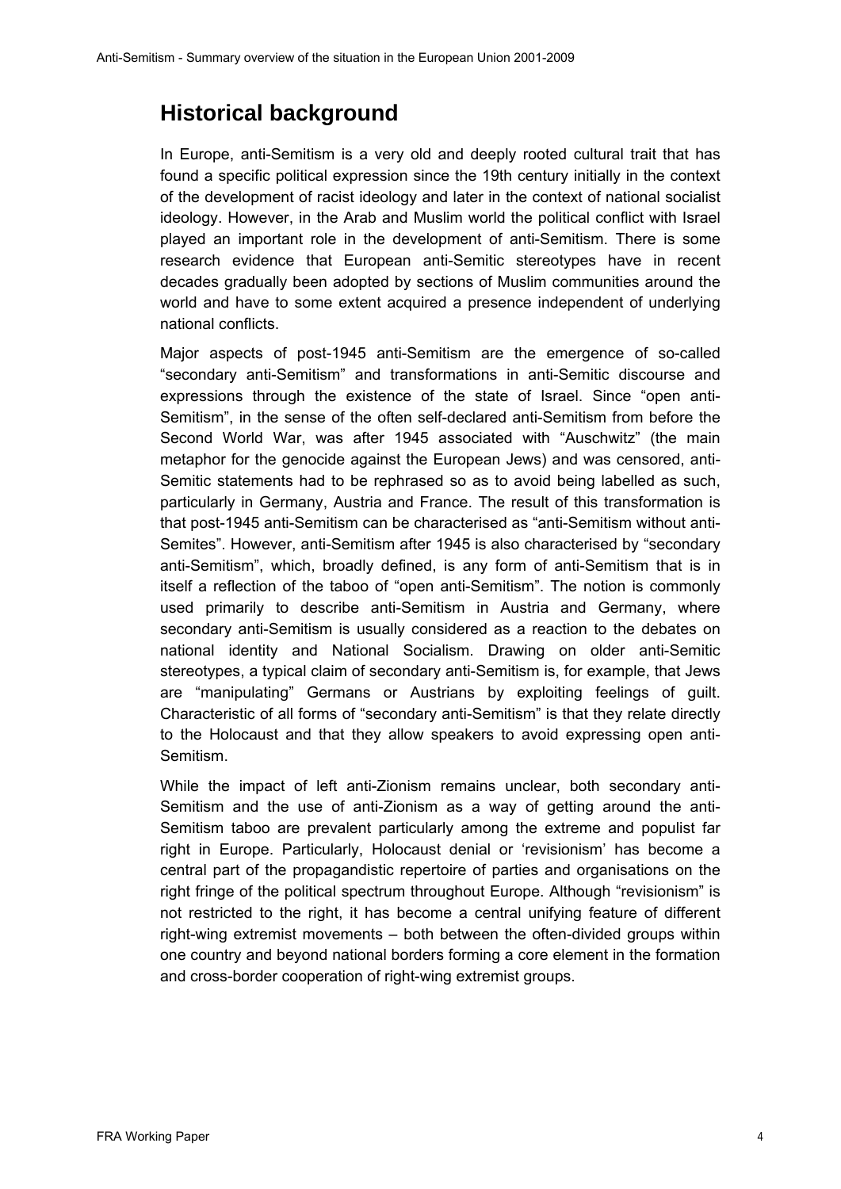## Historical background

In Europe, anti-Semitism is a very old and deeply rooted cultural trait that has found a specific political expression since the 19th century initially in the context of the development of racist ideology and later in the context of national socialist ideology. However, in the Arab and Muslim world the political conflict with Israel played an important role in the development of anti-Semitism. There is some research evidence that European anti-Semitic stereotypes have in recent decades gradually been adopted by sections of Muslim communities around the world and have to some extent acquired a presence independent of underlying national conflicts.

Major aspects of post-1945 anti-Semitism are the emergence of so-called "secondary anti-Semitism" and transformations in anti-Semitic discourse and expressions through the existence of the state of Israel. Since "open anti-Semitism", in the sense of the often self-declared anti-Semitism from before the Second World War, was after 1945 associated with "Auschwitz" (the main metaphor for the genocide against the European Jews) and was censored, anti-Semitic statements had to be rephrased so as to avoid being labelled as such, particularly in Germany, Austria and France. The result of this transformation is that post-1945 anti-Semitism can be characterised as "anti-Semitism without anti-Semites". However, anti-Semitism after 1945 is also characterised by "secondary anti-Semitism", which, broadly defined, is any form of anti-Semitism that is in itself a reflection of the taboo of "open anti-Semitism". The notion is commonly used primarily to describe anti-Semitism in Austria and Germany, where secondary anti-Semitism is usually considered as a reaction to the debates on national identity and National Socialism. Drawing on older anti-Semitic stereotypes, a typical claim of secondary anti-Semitism is, for example, that Jews are "manipulating" Germans or Austrians by exploiting feelings of guilt. Characteristic of all forms of "secondary anti-Semitism" is that they relate directly to the Holocaust and that they allow speakers to avoid expressing open anti-Semitism.

While the impact of left anti-Zionism remains unclear, both secondary anti-Semitism and the use of anti-Zionism as a way of getting around the anti-Semitism taboo are prevalent particularly among the extreme and populist far right in Europe. Particularly, Holocaust denial or 'revisionism' has become a central part of the propagandistic repertoire of parties and organisations on the right fringe of the political spectrum throughout Europe. Although "revisionism" is not restricted to the right, it has become a central unifying feature of different right-wing extremist movements – both between the often-divided groups within one country and beyond national borders forming a core element in the formation and cross-border cooperation of right-wing extremist groups.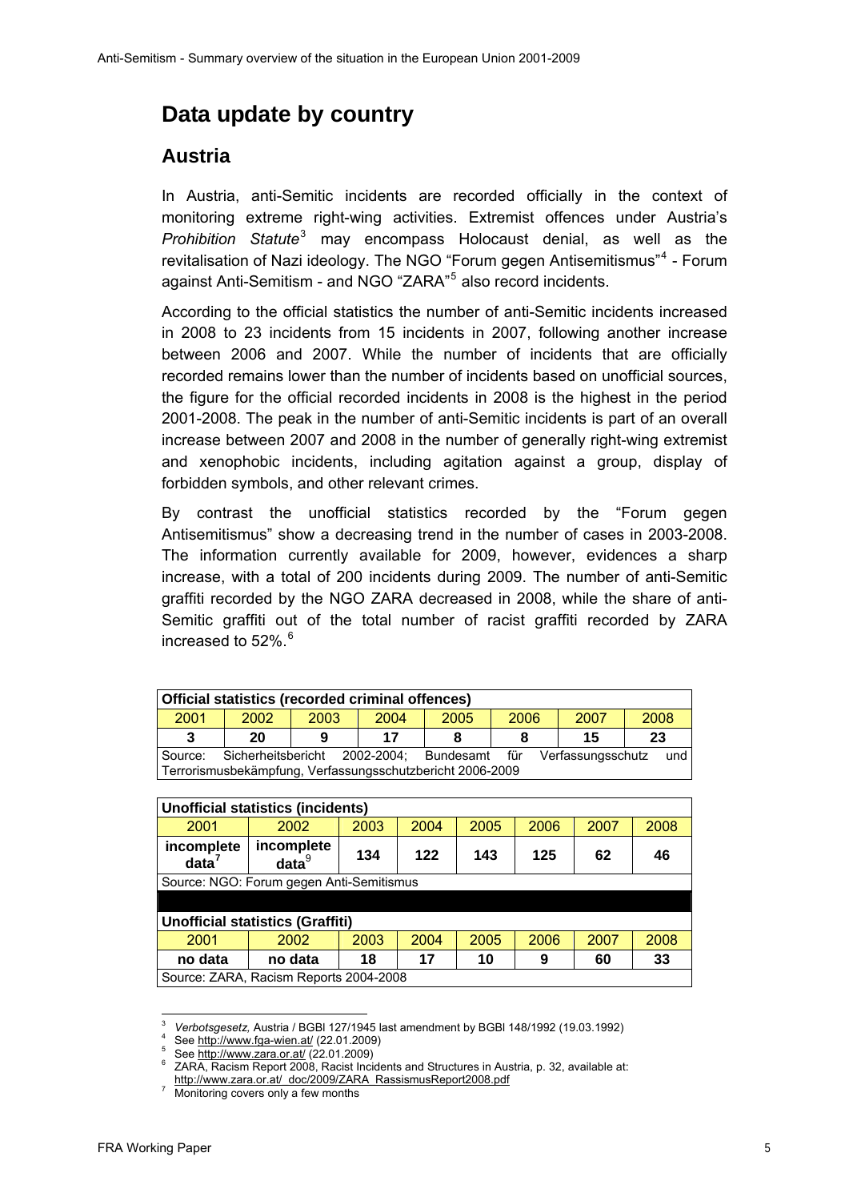# Data update by country

## Austria

In Austria, anti-Semitic incidents are recorded officially in the context of monitoring extreme right-wing activities. Extremist offences under Austria's *Prohibition Statute*[3] may encompass Holocaust denial, as well as the revitalisation of Nazi ideology. The NGO "Forum gegen Antisemitismus"[4] - Forum against Anti-Semitism - and NGO "ZARA"[5] also record incidents.

According to the official statistics the number of anti-Semitic incidents increased in 2008 to 23 incidents from 15 incidents in 2007, following another increase between 2006 and 2007. While the number of incidents that are officially recorded remains lower than the number of incidents based on unofficial sources, the figure for the official recorded incidents in 2008 is the highest in the period 2001-2008. The peak in the number of anti-Semitic incidents is part of an overall increase between 2007 and 2008 in the number of generally right-wing extremist and xenophobic incidents, including agitation against a group, display of forbidden symbols, and other relevant crimes.

By contrast the unofficial statistics recorded by the "Forum gegen Antisemitismus" show a decreasing trend in the number of cases in 2003-2008. The information currently available for 2009, however, evidences a sharp increase, with a total of 200 incidents during 2009. The number of anti-Semitic graffiti recorded by the NGO ZARA decreased in 2008, while the share of anti-Semitic graffiti out of the total number of racist graffiti recorded by ZARA increased to 52%.[6]

| **Official statistics (recorded criminal offences)** | | | | | | | |
|---|---|---|---|---|---|---|---|
| 2001 | 2002 | 2003 | 2004 | 2005 | 2006 | 2007 | 2008 |
| **3** | **20** | **9** | **17** | **8** | **8** | **15** | **23** |
| Source: Sicherheitsbericht 2002-2004; Bundesamt für Verfassungsschutz und Terrorismusbekämpfung, Verfassungsschutzbericht 2006-2009 | | | | | | | |

| **Unofficial statistics (incidents)** | | | | | | | |
|---|---|---|---|---|---|---|---|
| 2001 | 2002 | 2003 | 2004 | 2005 | 2006 | 2007 | 2008 |
| **incomplete data**[7] | **incomplete data**[9] | **134** | **122** | **143** | **125** | **62** | **46** |
| Source: NGO: Forum gegen Anti-Semitismus | | | | | | | |

| **Unofficial statistics (Graffiti)** | | | | | | | |
|---|---|---|---|---|---|---|---|
| 2001 | 2002 | 2003 | 2004 | 2005 | 2006 | 2007 | 2008 |
| **no data** | **no data** | **18** | **17** | **10** | **9** | **60** | **33** |
| Source: ZARA, Racism Reports 2004-2008 | | | | | | | |

---

[3] *Verbotsgesetz,* Austria / BGBl 127/1945 last amendment by BGBl 148/1992 (19.03.1992)

[4] See http://www.fga-wien.at/ (22.01.2009)

[5] See http://www.zara.or.at/ (22.01.2009)

[6] ZARA, Racism Report 2008, Racist Incidents and Structures in Austria, p. 32, available at: http://www.zara.or.at/_doc/2009/ZARA_RassismusReport2008.pdf

[7] Monitoring covers only a few months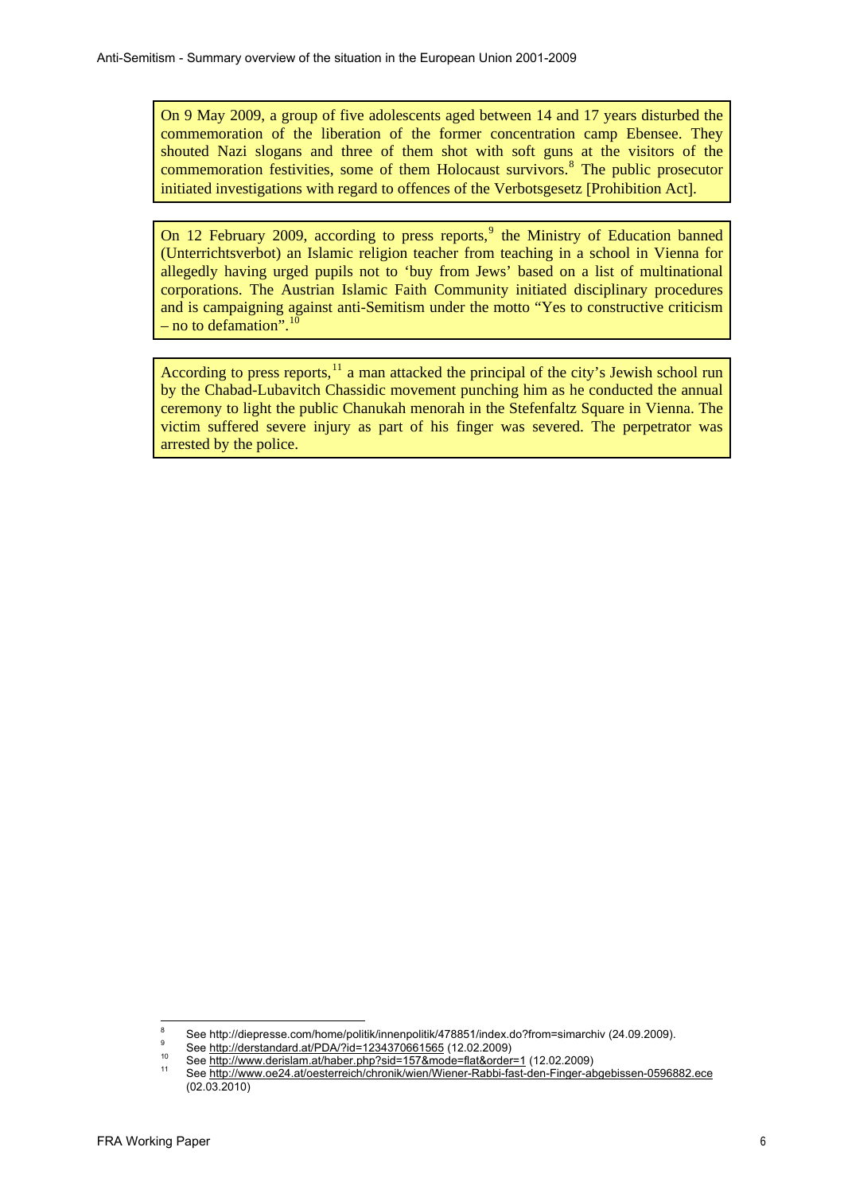On 9 May 2009, a group of five adolescents aged between 14 and 17 years disturbed the commemoration of the liberation of the former concentration camp Ebensee. They shouted Nazi slogans and three of them shot with soft guns at the visitors of the commemoration festivities, some of them Holocaust survivors.[8] The public prosecutor initiated investigations with regard to offences of the Verbotsgesetz [Prohibition Act].

On 12 February 2009, according to press reports,[9] the Ministry of Education banned (Unterrichtsverbot) an Islamic religion teacher from teaching in a school in Vienna for allegedly having urged pupils not to 'buy from Jews' based on a list of multinational corporations. The Austrian Islamic Faith Community initiated disciplinary procedures and is campaigning against anti-Semitism under the motto "Yes to constructive criticism – no to defamation".[10]

According to press reports,[11] a man attacked the principal of the city's Jewish school run by the Chabad-Lubavitch Chassidic movement punching him as he conducted the annual ceremony to light the public Chanukah menorah in the Stefenfaltz Square in Vienna. The victim suffered severe injury as part of his finger was severed. The perpetrator was arrested by the police.

---

[8] See http://diepresse.com/home/politik/innenpolitik/478851/index.do?from=simarchiv (24.09.2009).

[9] See http://derstandard.at/PDA/?id=1234370661565 (12.02.2009)

[10] See http://www.derislam.at/haber.php?sid=157&mode=flat&order=1 (12.02.2009)

[11] See http://www.oe24.at/oesterreich/chronik/wien/Wiener-Rabbi-fast-den-Finger-abgebissen-0596882.ece (02.03.2010)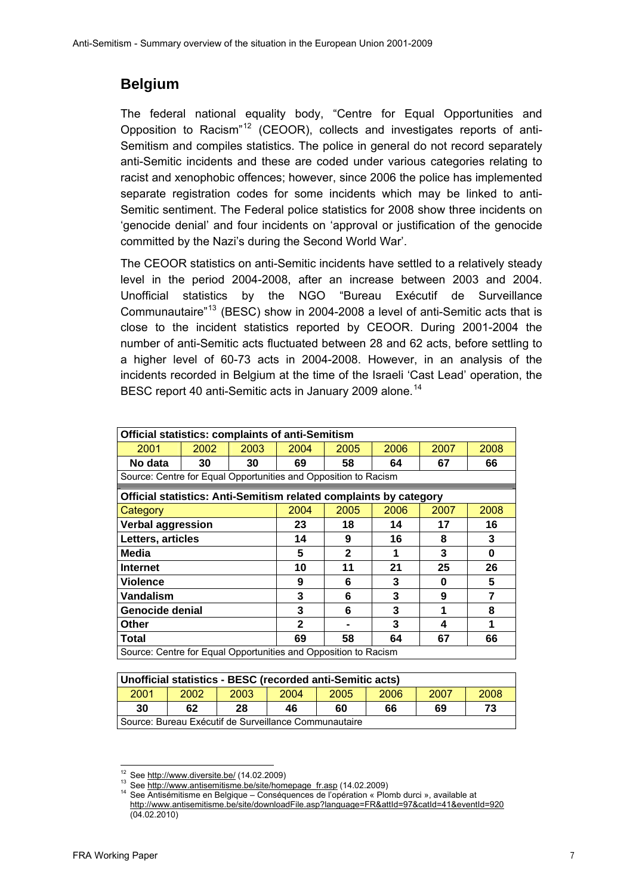## Belgium

The federal national equality body, "Centre for Equal Opportunities and Opposition to Racism"[12] (CEOOR), collects and investigates reports of anti-Semitism and compiles statistics. The police in general do not record separately anti-Semitic incidents and these are coded under various categories relating to racist and xenophobic offences; however, since 2006 the police has implemented separate registration codes for some incidents which may be linked to anti-Semitic sentiment. The Federal police statistics for 2008 show three incidents on 'genocide denial' and four incidents on 'approval or justification of the genocide committed by the Nazi's during the Second World War'.

The CEOOR statistics on anti-Semitic incidents have settled to a relatively steady level in the period 2004-2008, after an increase between 2003 and 2004. Unofficial statistics by the NGO "Bureau Exécutif de Surveillance Communautaire"[13] (BESC) show in 2004-2008 a level of anti-Semitic acts that is close to the incident statistics reported by CEOOR. During 2001-2004 the number of anti-Semitic acts fluctuated between 28 and 62 acts, before settling to a higher level of 60-73 acts in 2004-2008. However, in an analysis of the incidents recorded in Belgium at the time of the Israeli 'Cast Lead' operation, the BESC report 40 anti-Semitic acts in January 2009 alone.[14]

**Official statistics: complaints of anti-Semitism**

| 2001 | 2002 | 2003 | 2004 | 2005 | 2006 | 2007 | 2008 |
|---|---|---|---|---|---|---|---|
| **No data** | **30** | **30** | **69** | **58** | **64** | **67** | **66** |

Source: Centre for Equal Opportunities and Opposition to Racism

**Official statistics: Anti-Semitism related complaints by category**

| Category | 2004 | 2005 | 2006 | 2007 | 2008 |
|---|---|---|---|---|---|
| **Verbal aggression** | **23** | **18** | **14** | **17** | **16** |
| **Letters, articles** | **14** | **9** | **16** | **8** | **3** |
| **Media** | **5** | **2** | **1** | **3** | **0** |
| **Internet** | **10** | **11** | **21** | **25** | **26** |
| **Violence** | **9** | **6** | **3** | **0** | **5** |
| **Vandalism** | **3** | **6** | **3** | **9** | **7** |
| **Genocide denial** | **3** | **6** | **3** | **1** | **8** |
| **Other** | **2** | **-** | **3** | **4** | **1** |
| **Total** | **69** | **58** | **64** | **67** | **66** |

Source: Centre for Equal Opportunities and Opposition to Racism

**Unofficial statistics - BESC (recorded anti-Semitic acts)**

| 2001 | 2002 | 2003 | 2004 | 2005 | 2006 | 2007 | 2008 |
|---|---|---|---|---|---|---|---|
| **30** | **62** | **28** | **46** | **60** | **66** | **69** | **73** |

Source: Bureau Exécutif de Surveillance Communautaire

[12] See http://www.diversite.be/ (14.02.2009)

[13] See http://www.antisemitisme.be/site/homepage_fr.asp (14.02.2009)

[14] See Antisémitisme en Belgique – Conséquences de l'opération « Plomb durci », available at http://www.antisemitisme.be/site/downloadFile.asp?language=FR&attId=97&catId=41&eventId=920 (04.02.2010)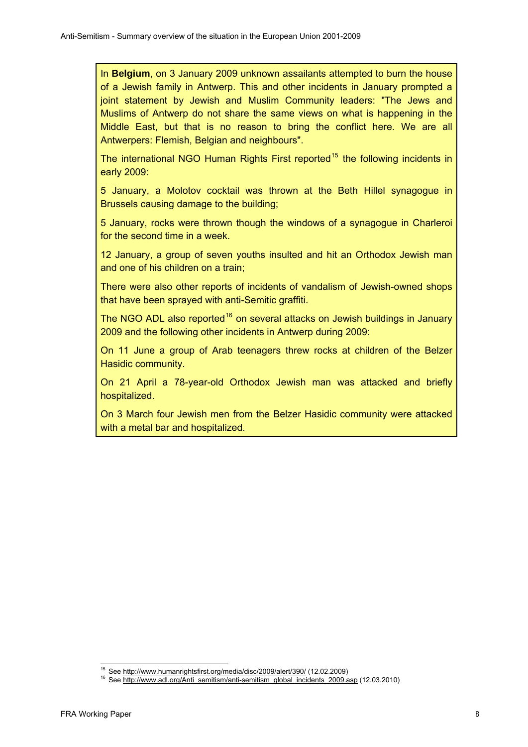In **Belgium**, on 3 January 2009 unknown assailants attempted to burn the house of a Jewish family in Antwerp. This and other incidents in January prompted a joint statement by Jewish and Muslim Community leaders: "The Jews and Muslims of Antwerp do not share the same views on what is happening in the Middle East, but that is no reason to bring the conflict here. We are all Antwerpers: Flemish, Belgian and neighbours".

The international NGO Human Rights First reported[15] the following incidents in early 2009:

5 January, a Molotov cocktail was thrown at the Beth Hillel synagogue in Brussels causing damage to the building;

5 January, rocks were thrown though the windows of a synagogue in Charleroi for the second time in a week.

12 January, a group of seven youths insulted and hit an Orthodox Jewish man and one of his children on a train;

There were also other reports of incidents of vandalism of Jewish-owned shops that have been sprayed with anti-Semitic graffiti.

The NGO ADL also reported[16] on several attacks on Jewish buildings in January 2009 and the following other incidents in Antwerp during 2009:

On 11 June a group of Arab teenagers threw rocks at children of the Belzer Hasidic community.

On 21 April a 78-year-old Orthodox Jewish man was attacked and briefly hospitalized.

On 3 March four Jewish men from the Belzer Hasidic community were attacked with a metal bar and hospitalized.

---

[15] See http://www.humanrightsfirst.org/media/disc/2009/alert/390/ (12.02.2009)

[16] See http://www.adl.org/Anti_semitism/anti-semitism_global_incidents_2009.asp (12.03.2010)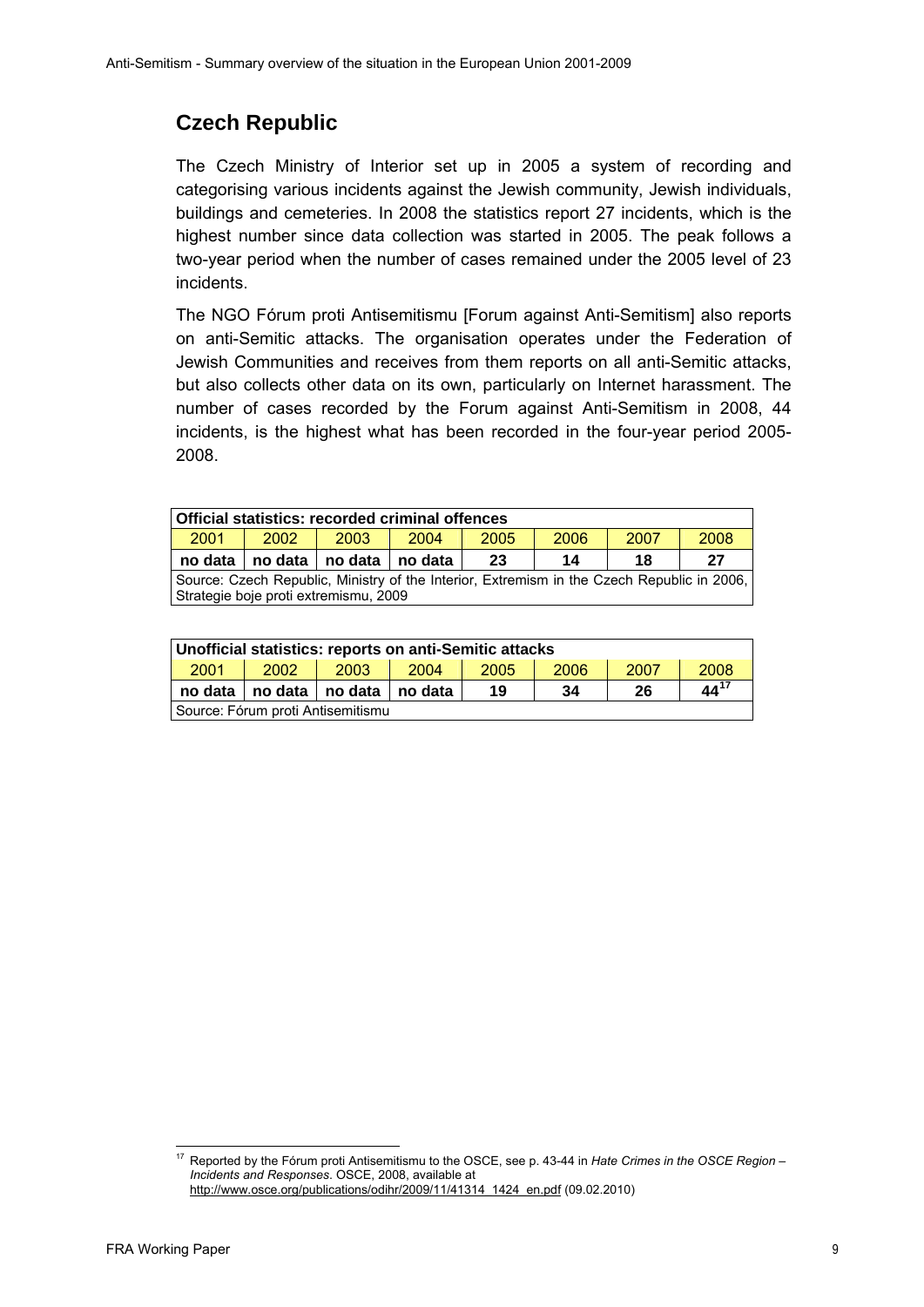## Czech Republic

The Czech Ministry of Interior set up in 2005 a system of recording and categorising various incidents against the Jewish community, Jewish individuals, buildings and cemeteries. In 2008 the statistics report 27 incidents, which is the highest number since data collection was started in 2005. The peak follows a two-year period when the number of cases remained under the 2005 level of 23 incidents.

The NGO Fórum proti Antisemitismu [Forum against Anti-Semitism] also reports on anti-Semitic attacks. The organisation operates under the Federation of Jewish Communities and receives from them reports on all anti-Semitic attacks, but also collects other data on its own, particularly on Internet harassment. The number of cases recorded by the Forum against Anti-Semitism in 2008, 44 incidents, is the highest what has been recorded in the four-year period 2005-2008.

| **Official statistics: recorded criminal offences** | | | | | | | |
|---|---|---|---|---|---|---|---|
| 2001 | 2002 | 2003 | 2004 | 2005 | 2006 | 2007 | 2008 |
| **no data** | **no data** | **no data** | **no data** | **23** | **14** | **18** | **27** |
| Source: Czech Republic, Ministry of the Interior, Extremism in the Czech Republic in 2006, Strategie boje proti extremismu, 2009 | | | | | | | |

| **Unofficial statistics: reports on anti-Semitic attacks** | | | | | | | |
|---|---|---|---|---|---|---|---|
| 2001 | 2002 | 2003 | 2004 | 2005 | 2006 | 2007 | 2008 |
| **no data** | **no data** | **no data** | **no data** | **19** | **34** | **26** | **44**[17] |
| Source: Fórum proti Antisemitismu | | | | | | | |

[17] Reported by the Fórum proti Antisemitismu to the OSCE, see p. 43-44 in *Hate Crimes in the OSCE Region – Incidents and Responses*. OSCE, 2008, available at http://www.osce.org/publications/odihr/2009/11/41314_1424_en.pdf (09.02.2010)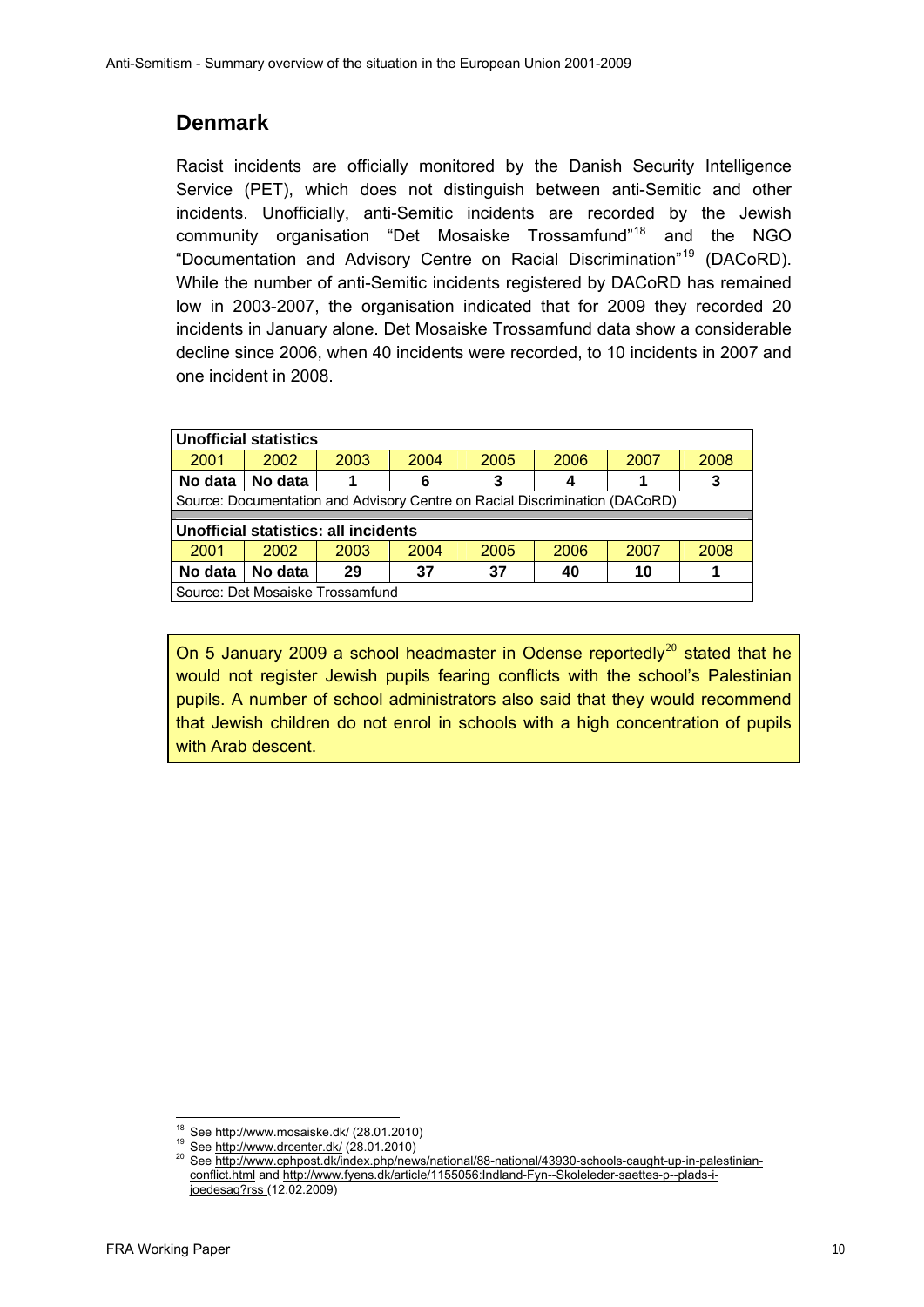## Denmark

Racist incidents are officially monitored by the Danish Security Intelligence Service (PET), which does not distinguish between anti-Semitic and other incidents. Unofficially, anti-Semitic incidents are recorded by the Jewish community organisation "Det Mosaiske Trossamfund"[18] and the NGO "Documentation and Advisory Centre on Racial Discrimination"[19] (DACoRD). While the number of anti-Semitic incidents registered by DACoRD has remained low in 2003-2007, the organisation indicated that for 2009 they recorded 20 incidents in January alone. Det Mosaiske Trossamfund data show a considerable decline since 2006, when 40 incidents were recorded, to 10 incidents in 2007 and one incident in 2008.

| **Unofficial statistics** | | | | | | | |
|---|---|---|---|---|---|---|---|
| 2001 | 2002 | 2003 | 2004 | 2005 | 2006 | 2007 | 2008 |
| **No data** | **No data** | **1** | **6** | **3** | **4** | **1** | **3** |
| Source: Documentation and Advisory Centre on Racial Discrimination (DACoRD) | | | | | | | |

| **Unofficial statistics: all incidents** | | | | | | | |
|---|---|---|---|---|---|---|---|
| 2001 | 2002 | 2003 | 2004 | 2005 | 2006 | 2007 | 2008 |
| **No data** | **No data** | **29** | **37** | **37** | **40** | **10** | **1** |
| Source: Det Mosaiske Trossamfund | | | | | | | |

On 5 January 2009 a school headmaster in Odense reportedly[20] stated that he would not register Jewish pupils fearing conflicts with the school's Palestinian pupils. A number of school administrators also said that they would recommend that Jewish children do not enrol in schools with a high concentration of pupils with Arab descent.

---

[18] See http://www.mosaiske.dk/ (28.01.2010)

[19] See http://www.drcenter.dk/ (28.01.2010)

[20] See http://www.cphpost.dk/index.php/news/national/88-national/43930-schools-caught-up-in-palestinian-conflict.html and http://www.fyens.dk/article/1155056:Indland-Fyn--Skoleleder-saettes-p--plads-i-joedesag?rss (12.02.2009)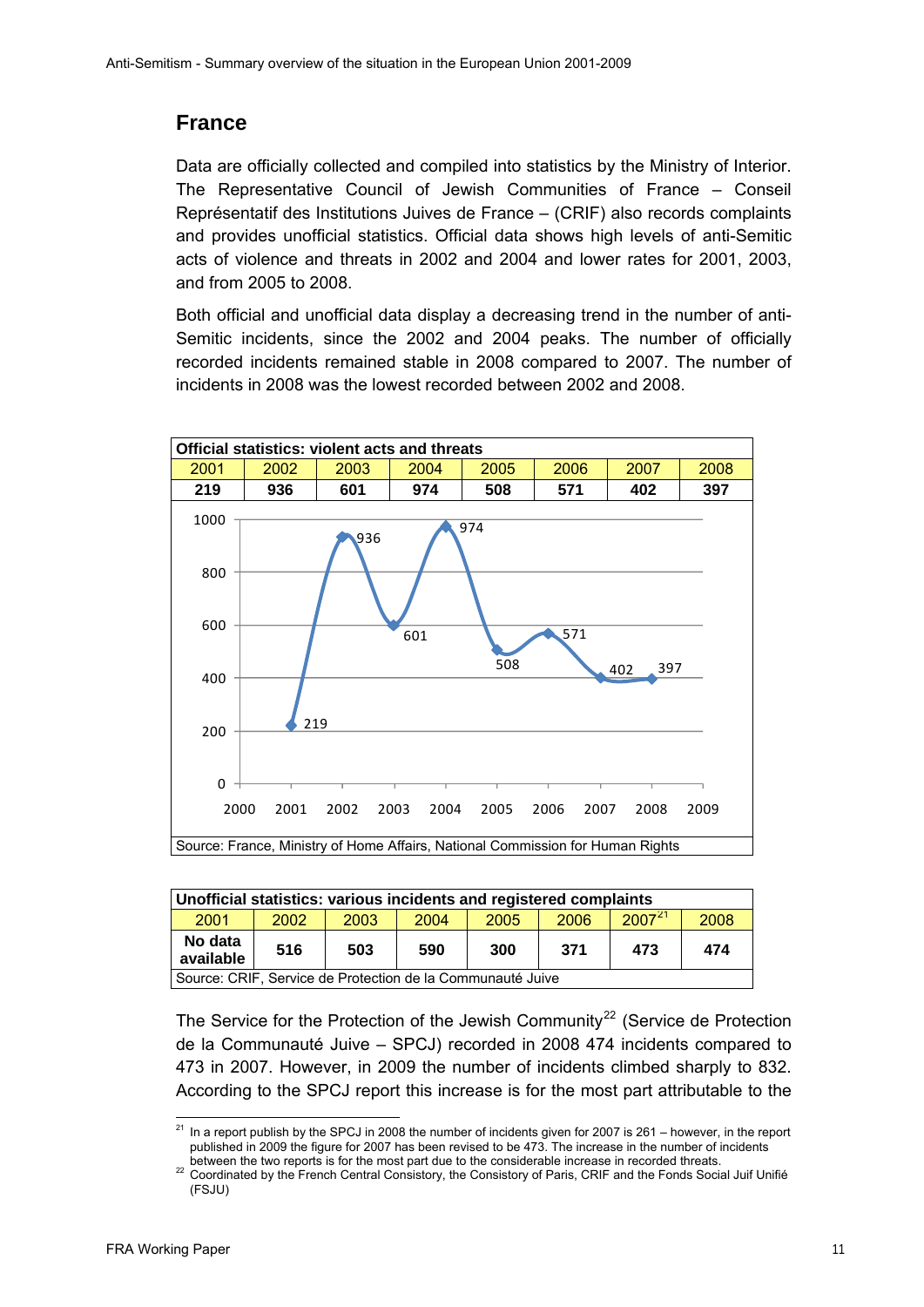## France

Data are officially collected and compiled into statistics by the Ministry of Interior. The Representative Council of Jewish Communities of France – Conseil Représentatif des Institutions Juives de France – (CRIF) also records complaints and provides unofficial statistics. Official data shows high levels of anti-Semitic acts of violence and threats in 2002 and 2004 and lower rates for 2001, 2003, and from 2005 to 2008.

Both official and unofficial data display a decreasing trend in the number of anti-Semitic incidents, since the 2002 and 2004 peaks. The number of officially recorded incidents remained stable in 2008 compared to 2007. The number of incidents in 2008 was the lowest recorded between 2002 and 2008.

**Official statistics: violent acts and threats**

| 2001 | 2002 | 2003 | 2004 | 2005 | 2006 | 2007 | 2008 |
|---|---|---|---|---|---|---|---|
| **219** | **936** | **601** | **974** | **508** | **571** | **402** | **397** |

Source: France, Ministry of Home Affairs, National Commission for Human Rights

**Unofficial statistics: various incidents and registered complaints**

| 2001 | 2002 | 2003 | 2004 | 2005 | 2006 | 2007[21] | 2008 |
|---|---|---|---|---|---|---|---|
| **No data available** | **516** | **503** | **590** | **300** | **371** | **473** | **474** |

Source: CRIF, Service de Protection de la Communauté Juive

The Service for the Protection of the Jewish Community[22] (Service de Protection de la Communauté Juive – SPCJ) recorded in 2008 474 incidents compared to 473 in 2007. However, in 2009 the number of incidents climbed sharply to 832. According to the SPCJ report this increase is for the most part attributable to the

[21] In a report publish by the SPCJ in 2008 the number of incidents given for 2007 is 261 – however, in the report published in 2009 the figure for 2007 has been revised to be 473. The increase in the number of incidents between the two reports is for the most part due to the considerable increase in recorded threats.

[22] Coordinated by the French Central Consistory, the Consistory of Paris, CRIF and the Fonds Social Juif Unifié (FSJU)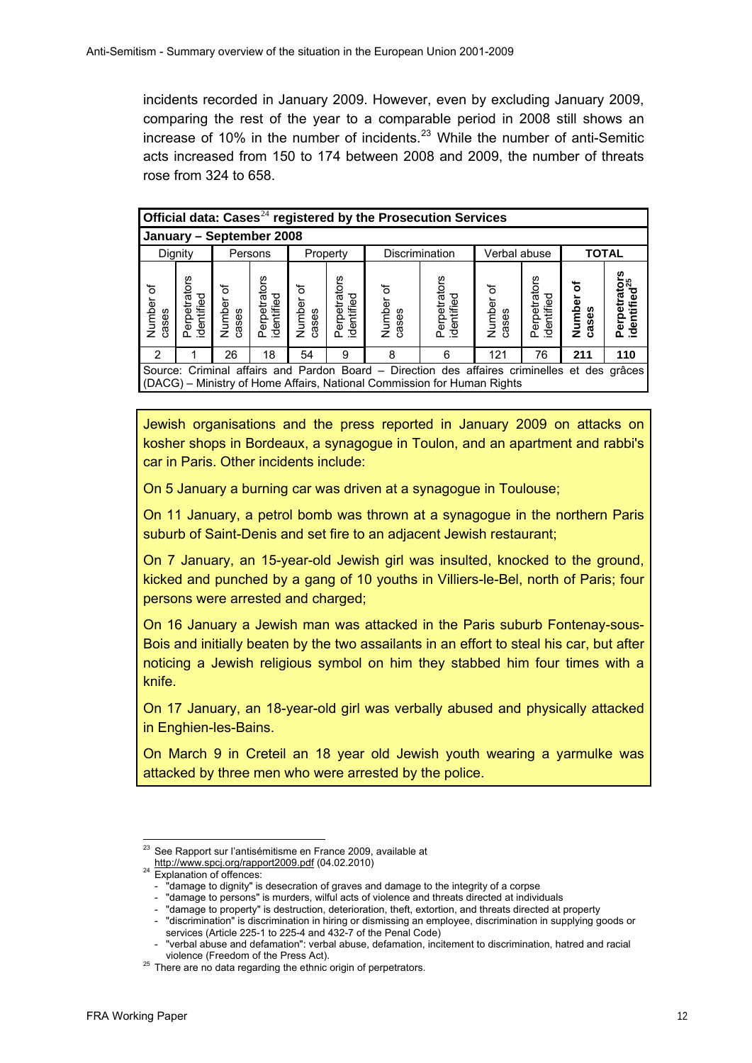incidents recorded in January 2009. However, even by excluding January 2009, comparing the rest of the year to a comparable period in 2008 still shows an increase of 10% in the number of incidents.[23] While the number of anti-Semitic acts increased from 150 to 174 between 2008 and 2009, the number of threats rose from 324 to 658.

| **Official data: Cases[24] registered by the Prosecution Services** | | | | | | | | | | | |
|---|---|---|---|---|---|---|---|---|---|---|---|
| **January – September 2008** | | | | | | | | | | | |
| Dignity | | Persons | | Property | | Discrimination | | Verbal abuse | | **TOTAL** | |
| Number of cases | Perpetrators identified | Number of cases | Perpetrators identified | Number of cases | Perpetrators identified | Number of cases | Perpetrators identified | Number of cases | Perpetrators identified | **Number of cases** | **Perpetrators identified[25]** |
| 2 | 1 | 26 | 18 | 54 | 9 | 8 | 6 | 121 | 76 | **211** | **110** |
| Source: Criminal affairs and Pardon Board – Direction des affaires criminelles et des grâces (DACG) – Ministry of Home Affairs, National Commission for Human Rights | | | | | | | | | | | |

Jewish organisations and the press reported in January 2009 on attacks on kosher shops in Bordeaux, a synagogue in Toulon, and an apartment and rabbi's car in Paris. Other incidents include:

On 5 January a burning car was driven at a synagogue in Toulouse;

On 11 January, a petrol bomb was thrown at a synagogue in the northern Paris suburb of Saint-Denis and set fire to an adjacent Jewish restaurant;

On 7 January, an 15-year-old Jewish girl was insulted, knocked to the ground, kicked and punched by a gang of 10 youths in Villiers-le-Bel, north of Paris; four persons were arrested and charged;

On 16 January a Jewish man was attacked in the Paris suburb Fontenay-sous-Bois and initially beaten by the two assailants in an effort to steal his car, but after noticing a Jewish religious symbol on him they stabbed him four times with a knife.

On 17 January, an 18-year-old girl was verbally abused and physically attacked in Enghien-les-Bains.

On March 9 in Creteil an 18 year old Jewish youth wearing a yarmulke was attacked by three men who were arrested by the police.

---

[23] See Rapport sur l'antisémitisme en France 2009, available at http://www.spcj.org/rapport2009.pdf (04.02.2010)

[24] Explanation of offences:
- "damage to dignity" is desecration of graves and damage to the integrity of a corpse
- "damage to persons" is murders, wilful acts of violence and threats directed at individuals
- "damage to property" is destruction, deterioration, theft, extortion, and threats directed at property
- "discrimination" is discrimination in hiring or dismissing an employee, discrimination in supplying goods or services (Article 225-1 to 225-4 and 432-7 of the Penal Code)
- "verbal abuse and defamation": verbal abuse, defamation, incitement to discrimination, hatred and racial violence (Freedom of the Press Act).

[25] There are no data regarding the ethnic origin of perpetrators.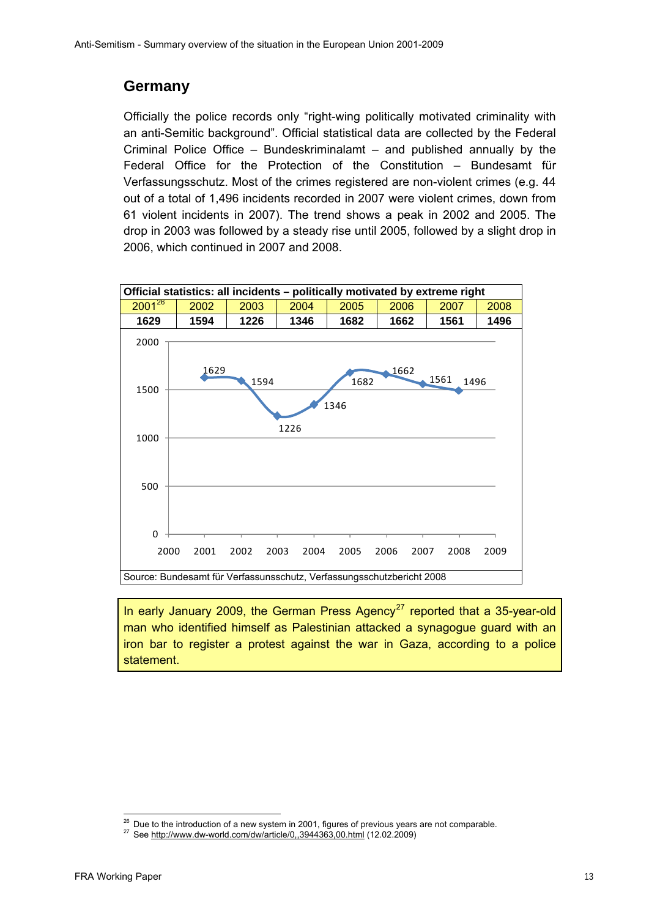## Germany

Officially the police records only "right-wing politically motivated criminality with an anti-Semitic background". Official statistical data are collected by the Federal Criminal Police Office – Bundeskriminalamt – and published annually by the Federal Office for the Protection of the Constitution – Bundesamt für Verfassungsschutz. Most of the crimes registered are non-violent crimes (e.g. 44 out of a total of 1,496 incidents recorded in 2007 were violent crimes, down from 61 violent incidents in 2007). The trend shows a peak in 2002 and 2005. The drop in 2003 was followed by a steady rise until 2005, followed by a slight drop in 2006, which continued in 2007 and 2008.

| Official statistics: all incidents – politically motivated by extreme right | | | | | | | |
|---|---|---|---|---|---|---|---|
| 2001[26] | 2002 | 2003 | 2004 | 2005 | 2006 | 2007 | 2008 |
| **1629** | **1594** | **1226** | **1346** | **1682** | **1662** | **1561** | **1496** |

Source: Bundesamt für Verfassungsschutz, Verfassungsschutzbericht 2008

In early January 2009, the German Press Agency[27] reported that a 35-year-old man who identified himself as Palestinian attacked a synagogue guard with an iron bar to register a protest against the war in Gaza, according to a police statement.

[26] Due to the introduction of a new system in 2001, figures of previous years are not comparable.

[27] See http://www.dw-world.com/dw/article/0,,3944363,00.html (12.02.2009)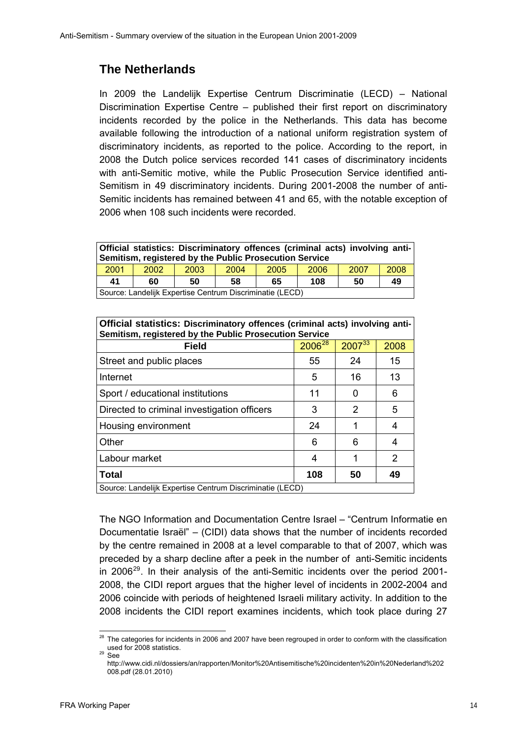## The Netherlands

In 2009 the Landelijk Expertise Centrum Discriminatie (LECD) – National Discrimination Expertise Centre – published their first report on discriminatory incidents recorded by the police in the Netherlands. This data has become available following the introduction of a national uniform registration system of discriminatory incidents, as reported to the police. According to the report, in 2008 the Dutch police services recorded 141 cases of discriminatory incidents with anti-Semitic motive, while the Public Prosecution Service identified anti-Semitism in 49 discriminatory incidents. During 2001-2008 the number of anti-Semitic incidents has remained between 41 and 65, with the notable exception of 2006 when 108 such incidents were recorded.

| **Official statistics: Discriminatory offences (criminal acts) involving anti-Semitism, registered by the Public Prosecution Service** | | | | | | | |
|---|---|---|---|---|---|---|---|
| 2001 | 2002 | 2003 | 2004 | 2005 | 2006 | 2007 | 2008 |
| **41** | **60** | **50** | **58** | **65** | **108** | **50** | **49** |
| Source: Landelijk Expertise Centrum Discriminatie (LECD) | | | | | | | |

| **Official statistics: Discriminatory offences (criminal acts) involving anti-Semitism, registered by the Public Prosecution Service** | | | |
|---|---|---|---|
| **Field** | 2006[28] | 2007[33] | 2008 |
| Street and public places | 55 | 24 | 15 |
| Internet | 5 | 16 | 13 |
| Sport / educational institutions | 11 | 0 | 6 |
| Directed to criminal investigation officers | 3 | 2 | 5 |
| Housing environment | 24 | 1 | 4 |
| Other | 6 | 6 | 4 |
| Labour market | 4 | 1 | 2 |
| **Total** | **108** | **50** | **49** |
| Source: Landelijk Expertise Centrum Discriminatie (LECD) | | | |

The NGO Information and Documentation Centre Israel – "Centrum Informatie en Documentatie Israël" – (CIDI) data shows that the number of incidents recorded by the centre remained in 2008 at a level comparable to that of 2007, which was preceded by a sharp decline after a peek in the number of anti-Semitic incidents in 2006[29]. In their analysis of the anti-Semitic incidents over the period 2001-2008, the CIDI report argues that the higher level of incidents in 2002-2004 and 2006 coincide with periods of heightened Israeli military activity. In addition to the 2008 incidents the CIDI report examines incidents, which took place during 27

---

[28] The categories for incidents in 2006 and 2007 have been regrouped in order to conform with the classification used for 2008 statistics.

[29] See http://www.cidi.nl/dossiers/an/rapporten/Monitor%20Antisemitische%20incidenten%20in%20Nederland%202008.pdf (28.01.2010)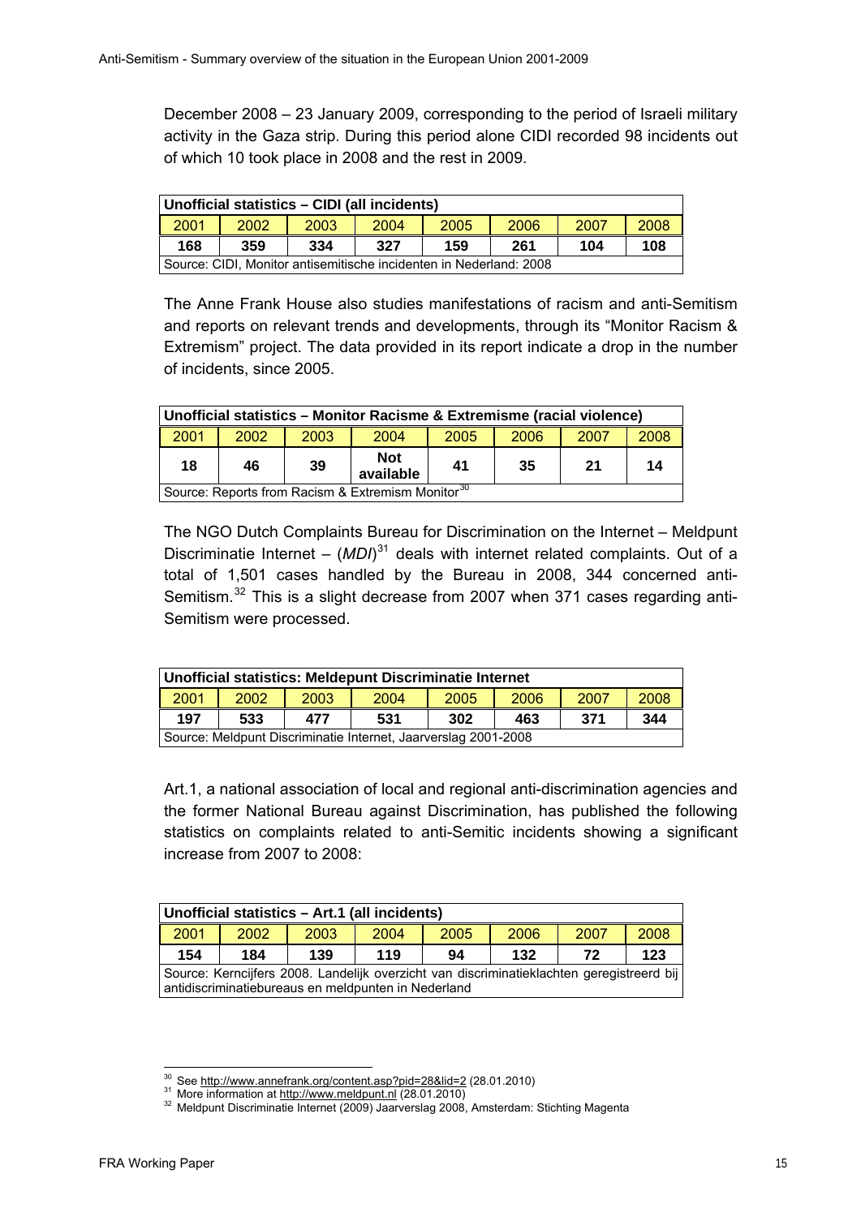December 2008 – 23 January 2009, corresponding to the period of Israeli military activity in the Gaza strip. During this period alone CIDI recorded 98 incidents out of which 10 took place in 2008 and the rest in 2009.

| **Unofficial statistics – CIDI (all incidents)** | | | | | | | |
|---|---|---|---|---|---|---|---|
| 2001 | 2002 | 2003 | 2004 | 2005 | 2006 | 2007 | 2008 |
| **168** | **359** | **334** | **327** | **159** | **261** | **104** | **108** |
| Source: CIDI, Monitor antisemitische incidenten in Nederland: 2008 | | | | | | | |

The Anne Frank House also studies manifestations of racism and anti-Semitism and reports on relevant trends and developments, through its "Monitor Racism & Extremism" project. The data provided in its report indicate a drop in the number of incidents, since 2005.

| **Unofficial statistics – Monitor Racisme & Extremisme (racial violence)** | | | | | | | |
|---|---|---|---|---|---|---|---|
| 2001 | 2002 | 2003 | 2004 | 2005 | 2006 | 2007 | 2008 |
| **18** | **46** | **39** | **Not available** | **41** | **35** | **21** | **14** |
| Source: Reports from Racism & Extremism Monitor[30] | | | | | | | |

The NGO Dutch Complaints Bureau for Discrimination on the Internet – Meldpunt Discriminatie Internet – (*MDI*)[31] deals with internet related complaints. Out of a total of 1,501 cases handled by the Bureau in 2008, 344 concerned anti-Semitism.[32] This is a slight decrease from 2007 when 371 cases regarding anti-Semitism were processed.

| **Unofficial statistics: Meldepunt Discriminatie Internet** | | | | | | | |
|---|---|---|---|---|---|---|---|
| 2001 | 2002 | 2003 | 2004 | 2005 | 2006 | 2007 | 2008 |
| **197** | **533** | **477** | **531** | **302** | **463** | **371** | **344** |
| Source: Meldpunt Discriminatie Internet, Jaarverslag 2001-2008 | | | | | | | |

Art.1, a national association of local and regional anti-discrimination agencies and the former National Bureau against Discrimination, has published the following statistics on complaints related to anti-Semitic incidents showing a significant increase from 2007 to 2008:

| **Unofficial statistics – Art.1 (all incidents)** | | | | | | | |
|---|---|---|---|---|---|---|---|
| 2001 | 2002 | 2003 | 2004 | 2005 | 2006 | 2007 | 2008 |
| **154** | **184** | **139** | **119** | **94** | **132** | **72** | **123** |
| Source: Kerncijfers 2008. Landelijk overzicht van discriminatieklachten geregistreerd bij antidiscriminatiebureaus en meldpunten in Nederland | | | | | | | |

---

[30] See http://www.annefrank.org/content.asp?pid=28&lid=2 (28.01.2010)

[31] More information at http://www.meldpunt.nl (28.01.2010)

[32] Meldpunt Discriminatie Internet (2009) Jaarverslag 2008, Amsterdam: Stichting Magenta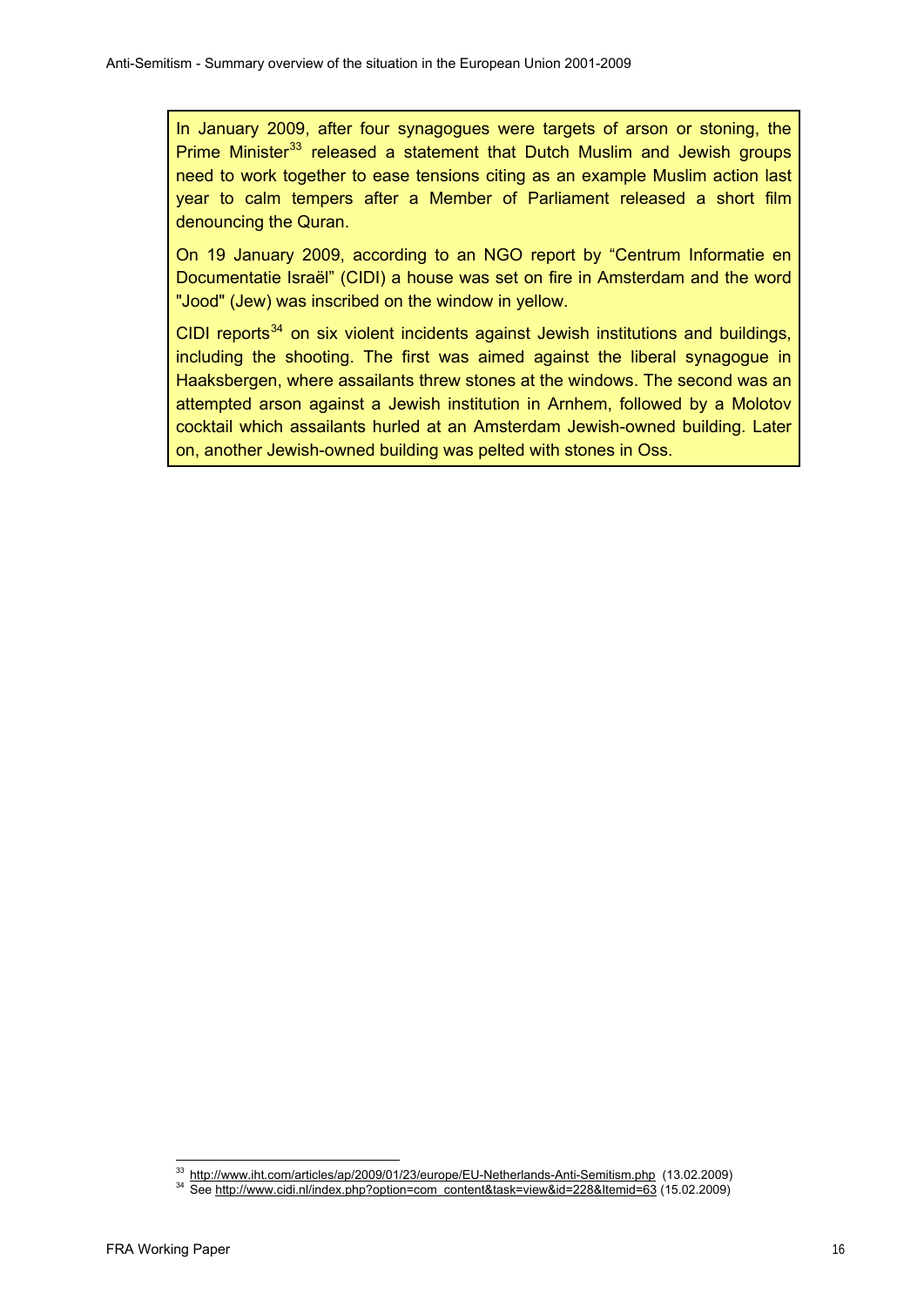In January 2009, after four synagogues were targets of arson or stoning, the Prime Minister[33] released a statement that Dutch Muslim and Jewish groups need to work together to ease tensions citing as an example Muslim action last year to calm tempers after a Member of Parliament released a short film denouncing the Quran.

On 19 January 2009, according to an NGO report by "Centrum Informatie en Documentatie Israël" (CIDI) a house was set on fire in Amsterdam and the word "Jood" (Jew) was inscribed on the window in yellow.

CIDI reports[34] on six violent incidents against Jewish institutions and buildings, including the shooting. The first was aimed against the liberal synagogue in Haaksbergen, where assailants threw stones at the windows. The second was an attempted arson against a Jewish institution in Arnhem, followed by a Molotov cocktail which assailants hurled at an Amsterdam Jewish-owned building. Later on, another Jewish-owned building was pelted with stones in Oss.

---

[33] http://www.iht.com/articles/ap/2009/01/23/europe/EU-Netherlands-Anti-Semitism.php (13.02.2009)

[34] See http://www.cidi.nl/index.php?option=com_content&task=view&id=228&Itemid=63 (15.02.2009)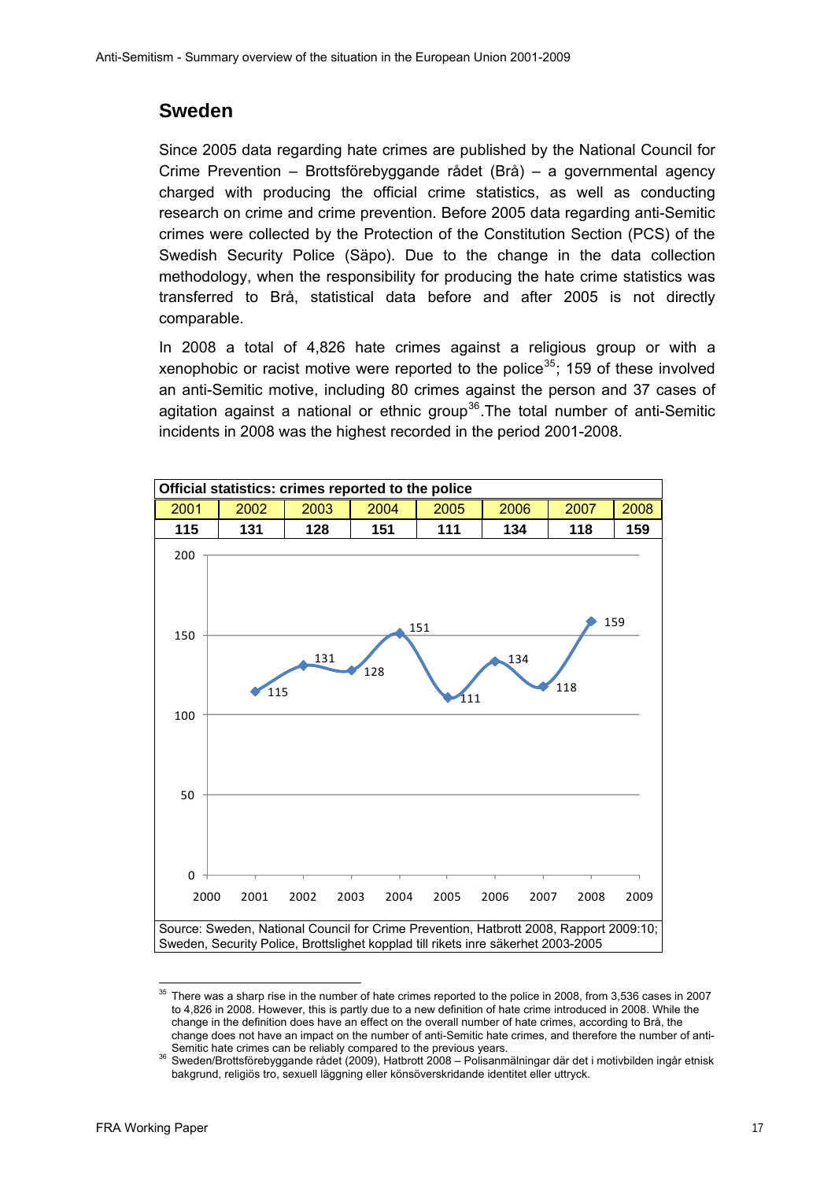## Sweden

Since 2005 data regarding hate crimes are published by the National Council for Crime Prevention – Brottsförebyggande rådet (Brå) – a governmental agency charged with producing the official crime statistics, as well as conducting research on crime and crime prevention. Before 2005 data regarding anti-Semitic crimes were collected by the Protection of the Constitution Section (PCS) of the Swedish Security Police (Säpo). Due to the change in the data collection methodology, when the responsibility for producing the hate crime statistics was transferred to Brå, statistical data before and after 2005 is not directly comparable.

In 2008 a total of 4,826 hate crimes against a religious group or with a xenophobic or racist motive were reported to the police[35]; 159 of these involved an anti-Semitic motive, including 80 crimes against the person and 37 cases of agitation against a national or ethnic group[36]. The total number of anti-Semitic incidents in 2008 was the highest recorded in the period 2001-2008.

**Official statistics: crimes reported to the police**

| 2001 | 2002 | 2003 | 2004 | 2005 | 2006 | 2007 | 2008 |
|---|---|---|---|---|---|---|---|
| **115** | **131** | **128** | **151** | **111** | **134** | **118** | **159** |

Source: Sweden, National Council for Crime Prevention, Hatbrott 2008, Rapport 2009:10; Sweden, Security Police, Brottslighet kopplad till rikets inre säkerhet 2003-2005

[35] There was a sharp rise in the number of hate crimes reported to the police in 2008, from 3,536 cases in 2007 to 4,826 in 2008. However, this is partly due to a new definition of hate crime introduced in 2008. While the change in the definition does have an effect on the overall number of hate crimes, according to Brå, the change does not have an impact on the number of anti-Semitic hate crimes, and therefore the number of anti-Semitic hate crimes can be reliably compared to the previous years.

[36] Sweden/Brottsförebyggande rådet (2009), Hatbrott 2008 – Polisanmälningar där det i motivbilden ingår etnisk bakgrund, religiös tro, sexuell läggning eller könsöverskridande identitet eller uttryck.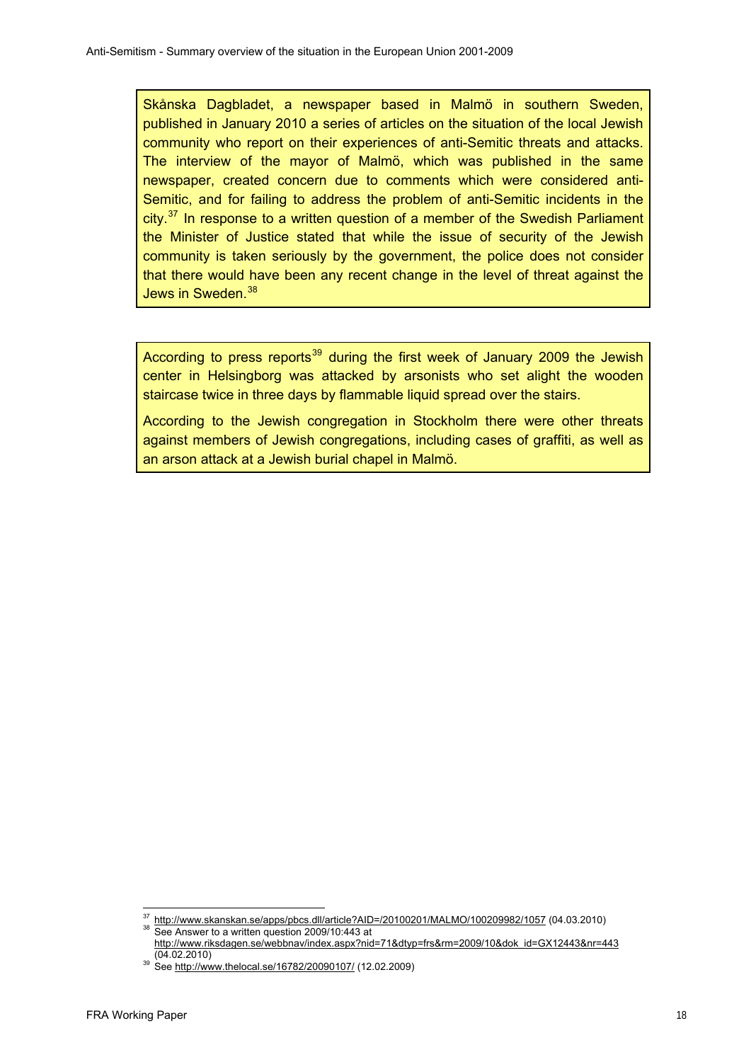Skånska Dagbladet, a newspaper based in Malmö in southern Sweden, published in January 2010 a series of articles on the situation of the local Jewish community who report on their experiences of anti-Semitic threats and attacks. The interview of the mayor of Malmö, which was published in the same newspaper, created concern due to comments which were considered anti-Semitic, and for failing to address the problem of anti-Semitic incidents in the city.[37] In response to a written question of a member of the Swedish Parliament the Minister of Justice stated that while the issue of security of the Jewish community is taken seriously by the government, the police does not consider that there would have been any recent change in the level of threat against the Jews in Sweden.[38]

According to press reports[39] during the first week of January 2009 the Jewish center in Helsingborg was attacked by arsonists who set alight the wooden staircase twice in three days by flammable liquid spread over the stairs.

According to the Jewish congregation in Stockholm there were other threats against members of Jewish congregations, including cases of graffiti, as well as an arson attack at a Jewish burial chapel in Malmö.

---

[37] http://www.skanskan.se/apps/pbcs.dll/article?AID=/20100201/MALMO/100209982/1057 (04.03.2010)

[38] See Answer to a written question 2009/10:443 at http://www.riksdagen.se/webbnav/index.aspx?nid=71&dtyp=frs&rm=2009/10&dok_id=GX12443&nr=443 (04.02.2010)

[39] See http://www.thelocal.se/16782/20090107/ (12.02.2009)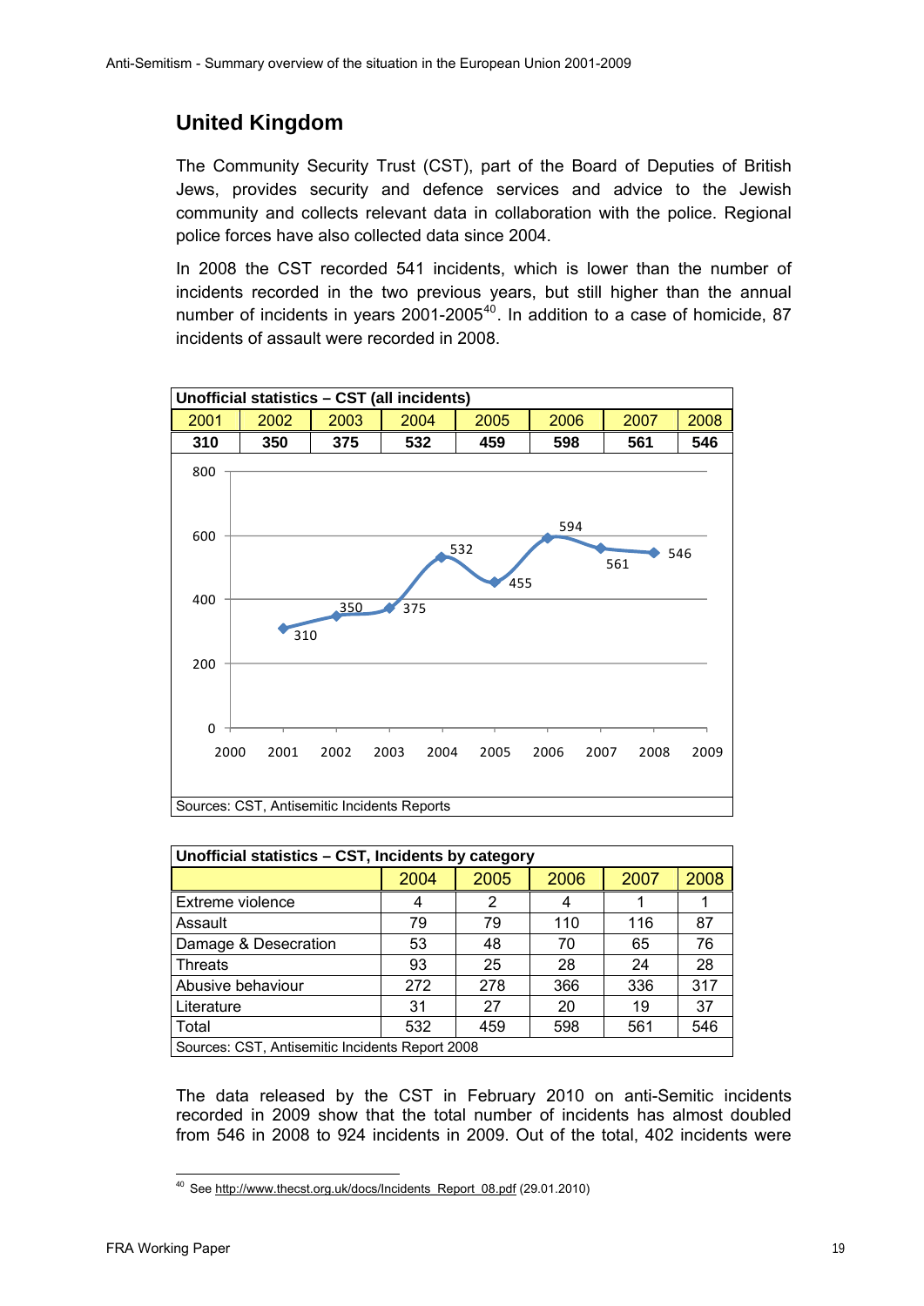## United Kingdom

The Community Security Trust (CST), part of the Board of Deputies of British Jews, provides security and defence services and advice to the Jewish community and collects relevant data in collaboration with the police. Regional police forces have also collected data since 2004.

In 2008 the CST recorded 541 incidents, which is lower than the number of incidents recorded in the two previous years, but still higher than the annual number of incidents in years 2001-2005[40]. In addition to a case of homicide, 87 incidents of assault were recorded in 2008.

| Unofficial statistics – CST (all incidents) | | | | | | | |
|---|---|---|---|---|---|---|---|
| 2001 | 2002 | 2003 | 2004 | 2005 | 2006 | 2007 | 2008 |
| **310** | **350** | **375** | **532** | **459** | **598** | **561** | **546** |

Sources: CST, Antisemitic Incidents Reports

| Unofficial statistics – CST, Incidents by category | 2004 | 2005 | 2006 | 2007 | 2008 |
|---|---|---|---|---|---|
| Extreme violence | 4 | 2 | 4 | 1 | 1 |
| Assault | 79 | 79 | 110 | 116 | 87 |
| Damage & Desecration | 53 | 48 | 70 | 65 | 76 |
| Threats | 93 | 25 | 28 | 24 | 28 |
| Abusive behaviour | 272 | 278 | 366 | 336 | 317 |
| Literature | 31 | 27 | 20 | 19 | 37 |
| Total | 532 | 459 | 598 | 561 | 546 |

Sources: CST, Antisemitic Incidents Report 2008

The data released by the CST in February 2010 on anti-Semitic incidents recorded in 2009 show that the total number of incidents has almost doubled from 546 in 2008 to 924 incidents in 2009. Out of the total, 402 incidents were

[40] See http://www.thecst.org.uk/docs/Incidents_Report_08.pdf (29.01.2010)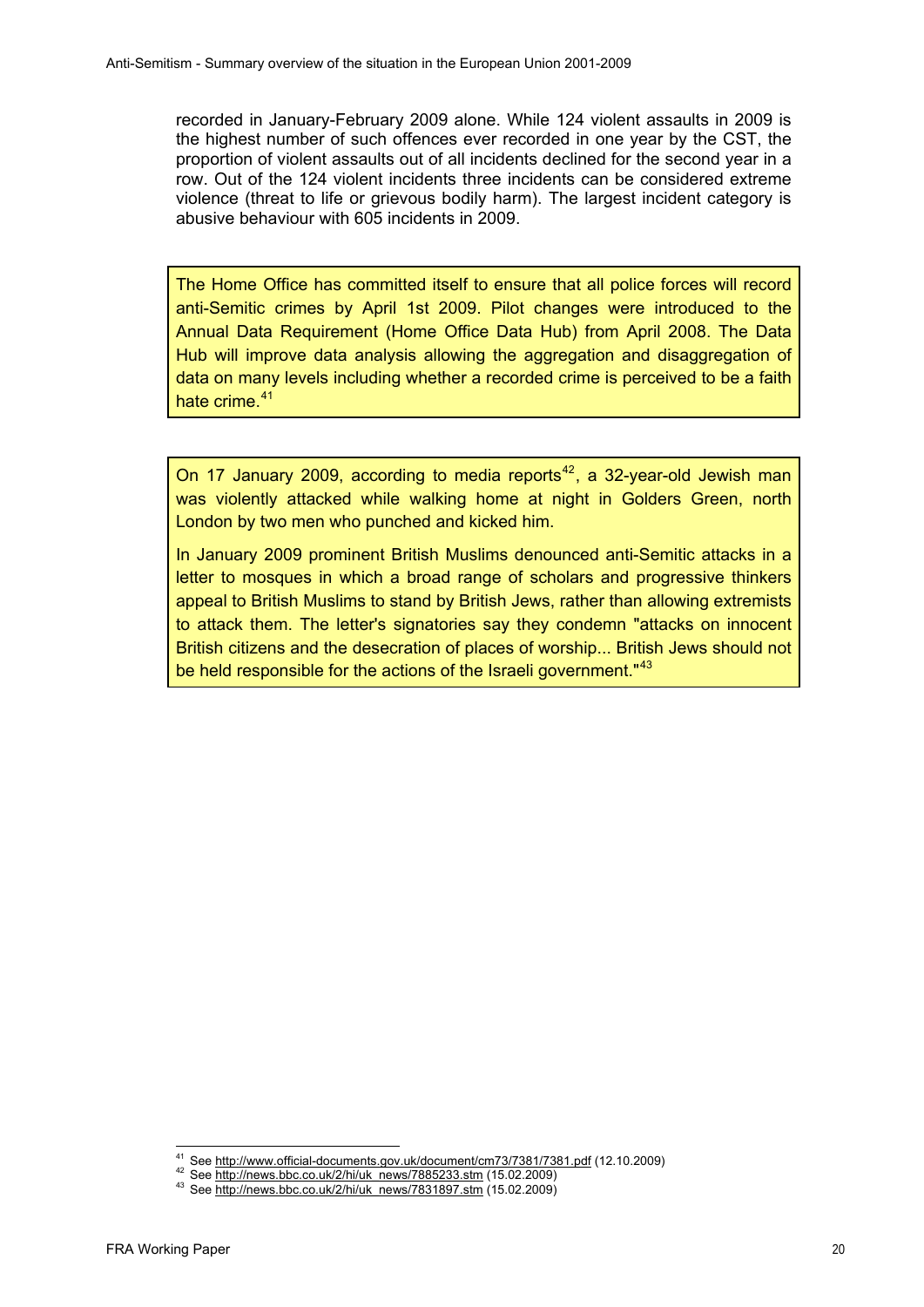recorded in January-February 2009 alone. While 124 violent assaults in 2009 is the highest number of such offences ever recorded in one year by the CST, the proportion of violent assaults out of all incidents declined for the second year in a row. Out of the 124 violent incidents three incidents can be considered extreme violence (threat to life or grievous bodily harm). The largest incident category is abusive behaviour with 605 incidents in 2009.

> The Home Office has committed itself to ensure that all police forces will record anti-Semitic crimes by April 1st 2009. Pilot changes were introduced to the Annual Data Requirement (Home Office Data Hub) from April 2008. The Data Hub will improve data analysis allowing the aggregation and disaggregation of data on many levels including whether a recorded crime is perceived to be a faith hate crime.[41]

> On 17 January 2009, according to media reports[42], a 32-year-old Jewish man was violently attacked while walking home at night in Golders Green, north London by two men who punched and kicked him.
>
> In January 2009 prominent British Muslims denounced anti-Semitic attacks in a letter to mosques in which a broad range of scholars and progressive thinkers appeal to British Muslims to stand by British Jews, rather than allowing extremists to attack them. The letter's signatories say they condemn "attacks on innocent British citizens and the desecration of places of worship... British Jews should not be held responsible for the actions of the Israeli government."[43]

---

[41] See http://www.official-documents.gov.uk/document/cm73/7381/7381.pdf (12.10.2009)

[42] See http://news.bbc.co.uk/2/hi/uk_news/7885233.stm (15.02.2009)

[43] See http://news.bbc.co.uk/2/hi/uk_news/7831897.stm (15.02.2009)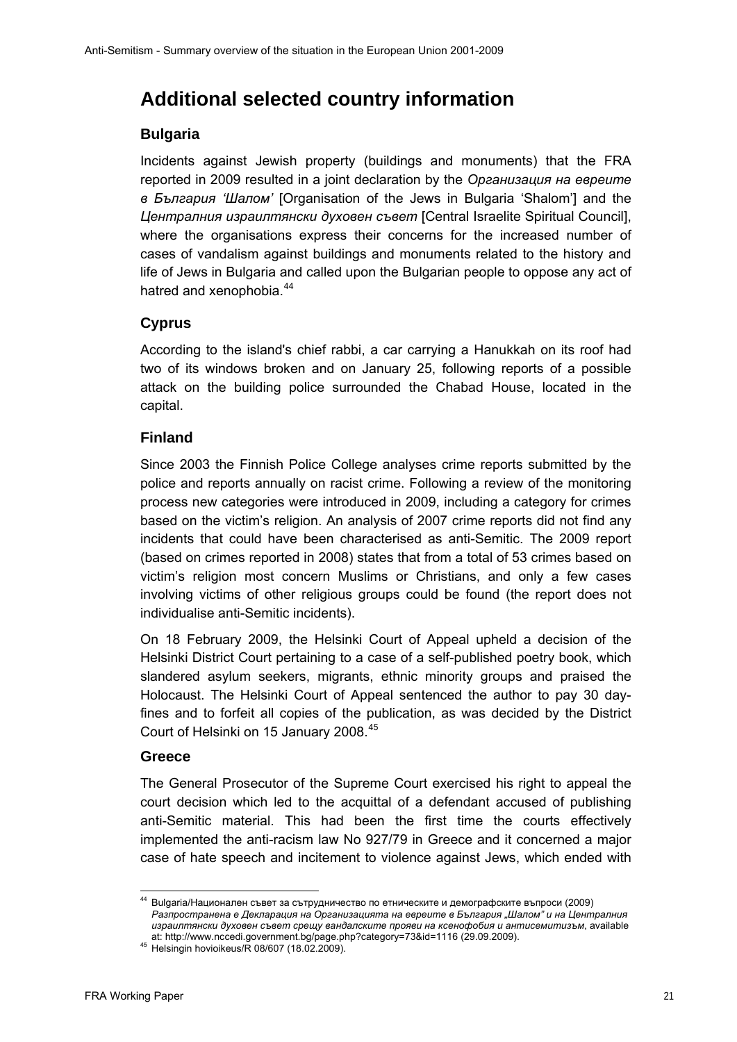# Additional selected country information

## Bulgaria

Incidents against Jewish property (buildings and monuments) that the FRA reported in 2009 resulted in a joint declaration by the *Организация на евреите в България 'Шалом'* [Organisation of the Jews in Bulgaria 'Shalom'] and the *Централния израилтянски духовен съвет* [Central Israelite Spiritual Council], where the organisations express their concerns for the increased number of cases of vandalism against buildings and monuments related to the history and life of Jews in Bulgaria and called upon the Bulgarian people to oppose any act of hatred and xenophobia.[44]

## Cyprus

According to the island's chief rabbi, a car carrying a Hanukkah on its roof had two of its windows broken and on January 25, following reports of a possible attack on the building police surrounded the Chabad House, located in the capital.

## Finland

Since 2003 the Finnish Police College analyses crime reports submitted by the police and reports annually on racist crime. Following a review of the monitoring process new categories were introduced in 2009, including a category for crimes based on the victim's religion. An analysis of 2007 crime reports did not find any incidents that could have been characterised as anti-Semitic. The 2009 report (based on crimes reported in 2008) states that from a total of 53 crimes based on victim's religion most concern Muslims or Christians, and only a few cases involving victims of other religious groups could be found (the report does not individualise anti-Semitic incidents).

On 18 February 2009, the Helsinki Court of Appeal upheld a decision of the Helsinki District Court pertaining to a case of a self-published poetry book, which slandered asylum seekers, migrants, ethnic minority groups and praised the Holocaust. The Helsinki Court of Appeal sentenced the author to pay 30 day-fines and to forfeit all copies of the publication, as was decided by the District Court of Helsinki on 15 January 2008.[45]

## Greece

The General Prosecutor of the Supreme Court exercised his right to appeal the court decision which led to the acquittal of a defendant accused of publishing anti-Semitic material. This had been the first time the courts effectively implemented the anti-racism law No 927/79 in Greece and it concerned a major case of hate speech and incitement to violence against Jews, which ended with

---

[44] Bulgaria/Национален съвет за сътрудничество по етническите и демографските въпроси (2009) *Разпространена е Декларация на Организацията на евреите в България „Шалом" и на Централния израилтянски духовен съвет срещу вандалските прояви на ксенофобия и антисемитизъм*, available at: http://www.nccedi.government.bg/page.php?category=73&id=1116 (29.09.2009).

[45] Helsingin hovioikeus/R 08/607 (18.02.2009).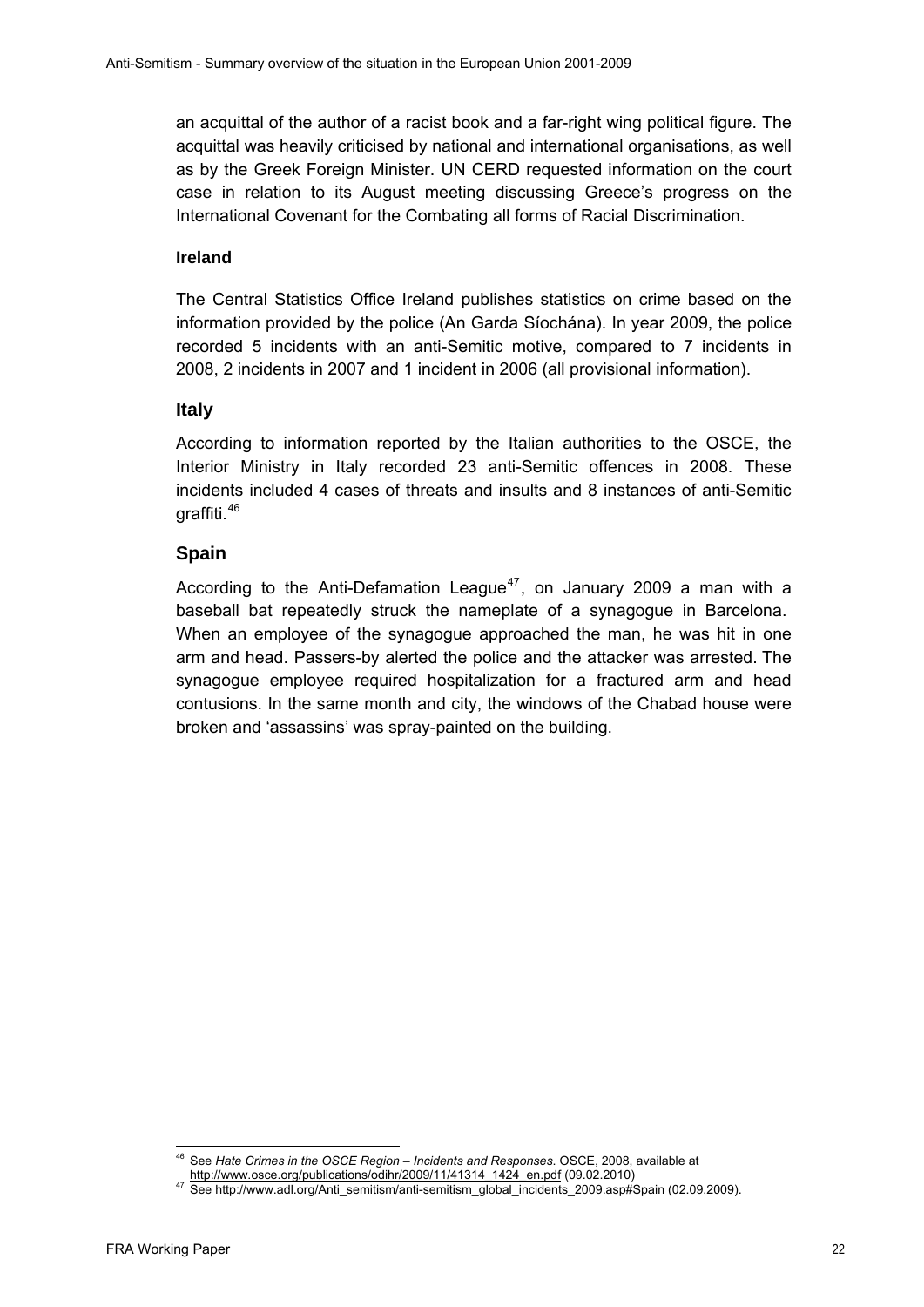an acquittal of the author of a racist book and a far-right wing political figure. The acquittal was heavily criticised by national and international organisations, as well as by the Greek Foreign Minister. UN CERD requested information on the court case in relation to its August meeting discussing Greece's progress on the International Covenant for the Combating all forms of Racial Discrimination.

#### Ireland

The Central Statistics Office Ireland publishes statistics on crime based on the information provided by the police (An Garda Síochána). In year 2009, the police recorded 5 incidents with an anti-Semitic motive, compared to 7 incidents in 2008, 2 incidents in 2007 and 1 incident in 2006 (all provisional information).

### Italy

According to information reported by the Italian authorities to the OSCE, the Interior Ministry in Italy recorded 23 anti-Semitic offences in 2008. These incidents included 4 cases of threats and insults and 8 instances of anti-Semitic graffiti.[46]

### Spain

According to the Anti-Defamation League[47], on January 2009 a man with a baseball bat repeatedly struck the nameplate of a synagogue in Barcelona. When an employee of the synagogue approached the man, he was hit in one arm and head. Passers-by alerted the police and the attacker was arrested. The synagogue employee required hospitalization for a fractured arm and head contusions. In the same month and city, the windows of the Chabad house were broken and 'assassins' was spray-painted on the building.

---

[46] See *Hate Crimes in the OSCE Region – Incidents and Responses*. OSCE, 2008, available at http://www.osce.org/publications/odihr/2009/11/41314_1424_en.pdf (09.02.2010)

[47] See http://www.adl.org/Anti_semitism/anti-semitism_global_incidents_2009.asp#Spain (02.09.2009).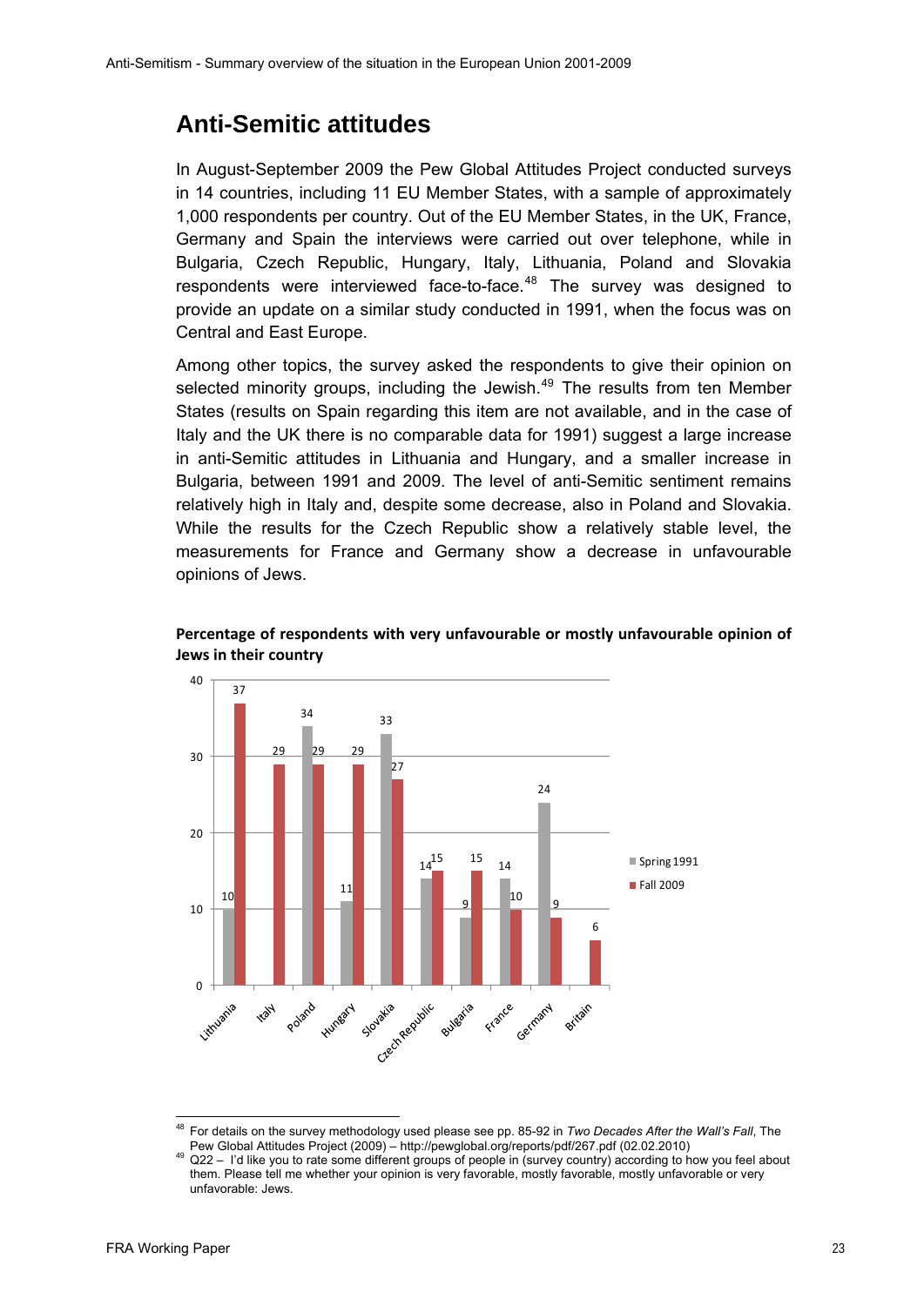## Anti-Semitic attitudes

In August-September 2009 the Pew Global Attitudes Project conducted surveys in 14 countries, including 11 EU Member States, with a sample of approximately 1,000 respondents per country. Out of the EU Member States, in the UK, France, Germany and Spain the interviews were carried out over telephone, while in Bulgaria, Czech Republic, Hungary, Italy, Lithuania, Poland and Slovakia respondents were interviewed face-to-face.[48] The survey was designed to provide an update on a similar study conducted in 1991, when the focus was on Central and East Europe.

Among other topics, the survey asked the respondents to give their opinion on selected minority groups, including the Jewish.[49] The results from ten Member States (results on Spain regarding this item are not available, and in the case of Italy and the UK there is no comparable data for 1991) suggest a large increase in anti-Semitic attitudes in Lithuania and Hungary, and a smaller increase in Bulgaria, between 1991 and 2009. The level of anti-Semitic sentiment remains relatively high in Italy and, despite some decrease, also in Poland and Slovakia. While the results for the Czech Republic show a relatively stable level, the measurements for France and Germany show a decrease in unfavourable opinions of Jews.

**Percentage of respondents with very unfavourable or mostly unfavourable opinion of Jews in their country**

| Country | Spring 1991 | Fall 2009 |
|---|---|---|
| Lithuania | 10 | 37 |
| Italy | | 29 |
| Poland | 34 | 29 |
| Hungary | 11 | 29 |
| Slovakia | 33 | 27 |
| Czech Republic | 14 | 15 |
| Bulgaria | 9 | 15 |
| France | 14 | 10 |
| Germany | 24 | 9 |
| Britain | | 6 |

[48] For details on the survey methodology used please see pp. 85-92 in *Two Decades After the Wall's Fall*, The Pew Global Attitudes Project (2009) – http://pewglobal.org/reports/pdf/267.pdf (02.02.2010)

[49] Q22 – I'd like you to rate some different groups of people in (survey country) according to how you feel about them. Please tell me whether your opinion is very favorable, mostly favorable, mostly unfavorable or very unfavorable: Jews.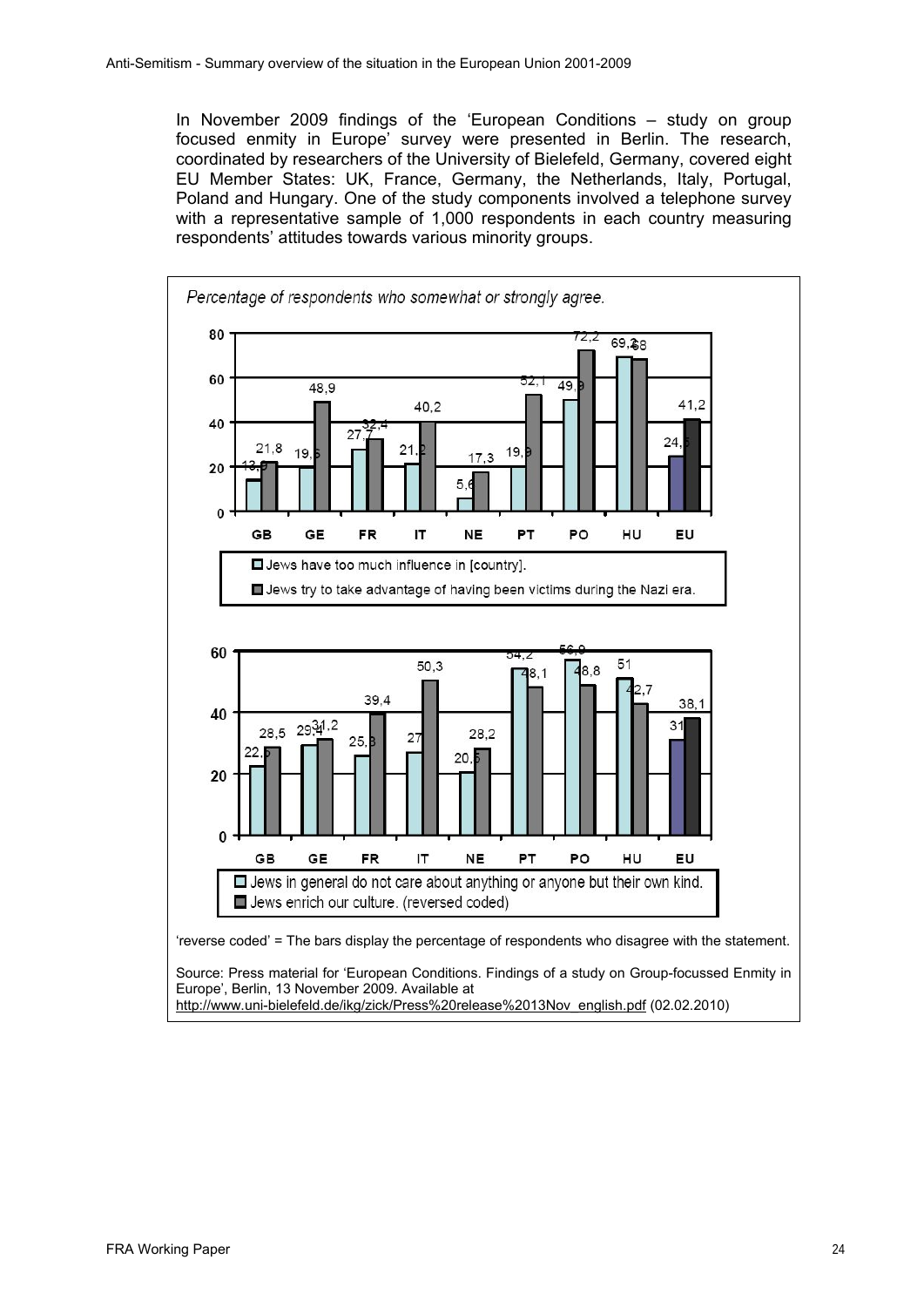In November 2009 findings of the 'European Conditions – study on group focused enmity in Europe' survey were presented in Berlin. The research, coordinated by researchers of the University of Bielefeld, Germany, covered eight EU Member States: UK, France, Germany, the Netherlands, Italy, Portugal, Poland and Hungary. One of the study components involved a telephone survey with a representative sample of 1,000 respondents in each country measuring respondents' attitudes towards various minority groups.

*Percentage of respondents who somewhat or strongly agree.*

| | GB | GE | FR | IT | NE | PT | PO | HU | EU |
|---|---|---|---|---|---|---|---|---|---|
| Jews have too much influence in [country]. | 13,9 | 19,6 | 27,7 | 21,2 | 5,6 | 19,9 | 49,9 | 69,2 | 24,5 |
| Jews try to take advantage of having been victims during the Nazi era. | 21,8 | 48,9 | 32,4 | 40,2 | 17,3 | 52,1 | 72,2 | 68 | 41,2 |

| | GB | GE | FR | IT | NE | PT | PO | HU | EU |
|---|---|---|---|---|---|---|---|---|---|
| Jews in general do not care about anything or anyone but their own kind. | 22,5 | 29,4 | 25,8 | 27 | 20,5 | 54,2 | 56,9 | 51 | 31 |
| Jews enrich our culture. (reversed coded) | 28,5 | 31,2 | 39,4 | 50,3 | 28,2 | 48,1 | 48,8 | 42,7 | 38,1 |

'reverse coded' = The bars display the percentage of respondents who disagree with the statement.

Source: Press material for 'European Conditions. Findings of a study on Group-focussed Enmity in Europe', Berlin, 13 November 2009. Available at http://www.uni-bielefeld.de/ikg/zick/Press%20release%2013Nov_english.pdf (02.02.2010)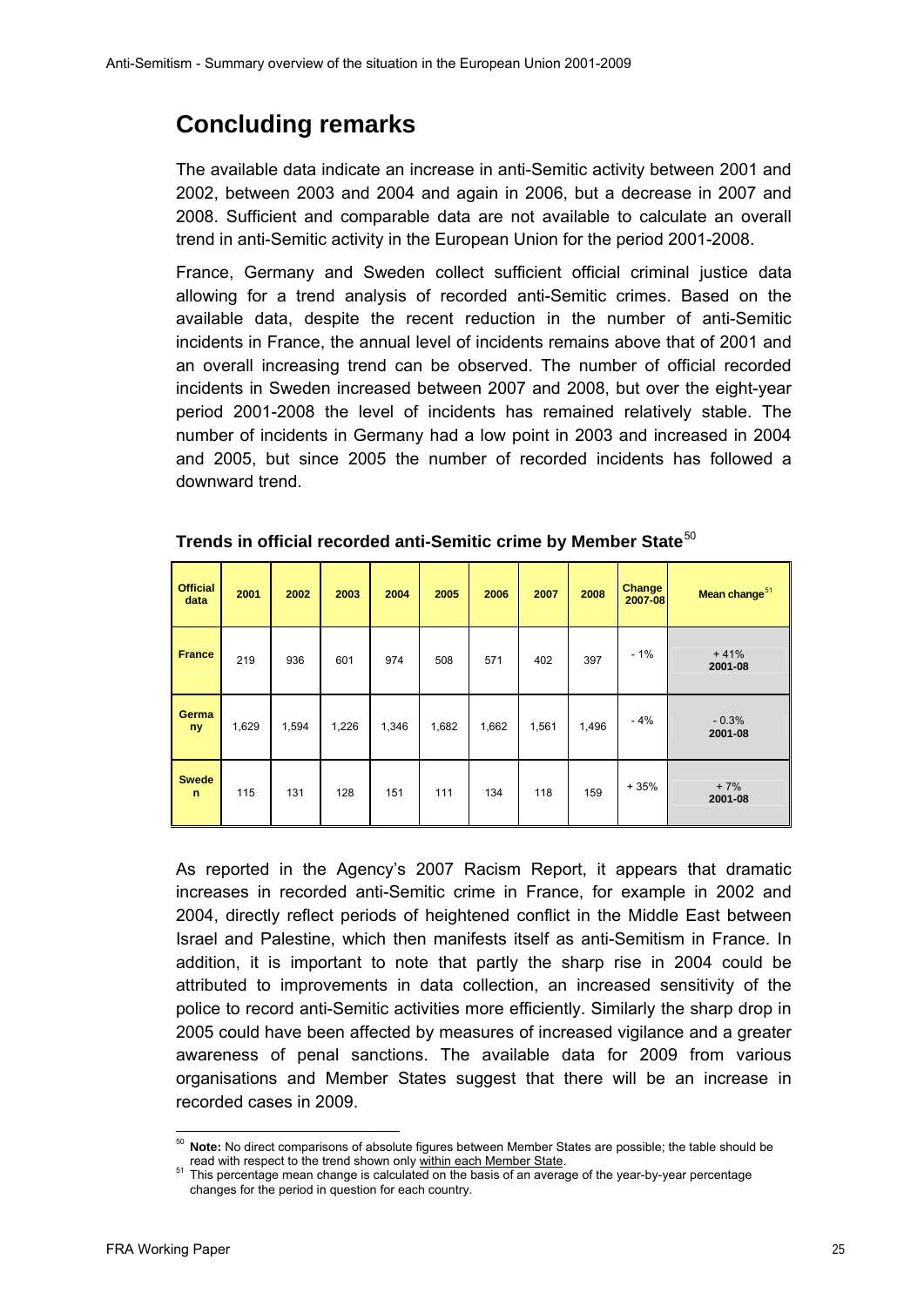## Concluding remarks

The available data indicate an increase in anti-Semitic activity between 2001 and 2002, between 2003 and 2004 and again in 2006, but a decrease in 2007 and 2008. Sufficient and comparable data are not available to calculate an overall trend in anti-Semitic activity in the European Union for the period 2001-2008.

France, Germany and Sweden collect sufficient official criminal justice data allowing for a trend analysis of recorded anti-Semitic crimes. Based on the available data, despite the recent reduction in the number of anti-Semitic incidents in France, the annual level of incidents remains above that of 2001 and an overall increasing trend can be observed. The number of official recorded incidents in Sweden increased between 2007 and 2008, but over the eight-year period 2001-2008 the level of incidents has remained relatively stable. The number of incidents in Germany had a low point in 2003 and increased in 2004 and 2005, but since 2005 the number of recorded incidents has followed a downward trend.

**Trends in official recorded anti-Semitic crime by Member State**[50]

| Official data | 2001 | 2002 | 2003 | 2004 | 2005 | 2006 | 2007 | 2008 | Change 2007-08 | Mean change[51] |
|---|---|---|---|---|---|---|---|---|---|---|
| **France** | 219 | 936 | 601 | 974 | 508 | 571 | 402 | 397 | - 1% | + 41% **2001-08** |
| **Germany** | 1,629 | 1,594 | 1,226 | 1,346 | 1,682 | 1,662 | 1,561 | 1,496 | - 4% | - 0.3% **2001-08** |
| **Sweden** | 115 | 131 | 128 | 151 | 111 | 134 | 118 | 159 | + 35% | + 7% **2001-08** |

As reported in the Agency's 2007 Racism Report, it appears that dramatic increases in recorded anti-Semitic crime in France, for example in 2002 and 2004, directly reflect periods of heightened conflict in the Middle East between Israel and Palestine, which then manifests itself as anti-Semitism in France. In addition, it is important to note that partly the sharp rise in 2004 could be attributed to improvements in data collection, an increased sensitivity of the police to record anti-Semitic activities more efficiently. Similarly the sharp drop in 2005 could have been affected by measures of increased vigilance and a greater awareness of penal sanctions. The available data for 2009 from various organisations and Member States suggest that there will be an increase in recorded cases in 2009.

---

[50] **Note:** No direct comparisons of absolute figures between Member States are possible; the table should be read with respect to the trend shown only within each Member State.

[51] This percentage mean change is calculated on the basis of an average of the year-by-year percentage changes for the period in question for each country.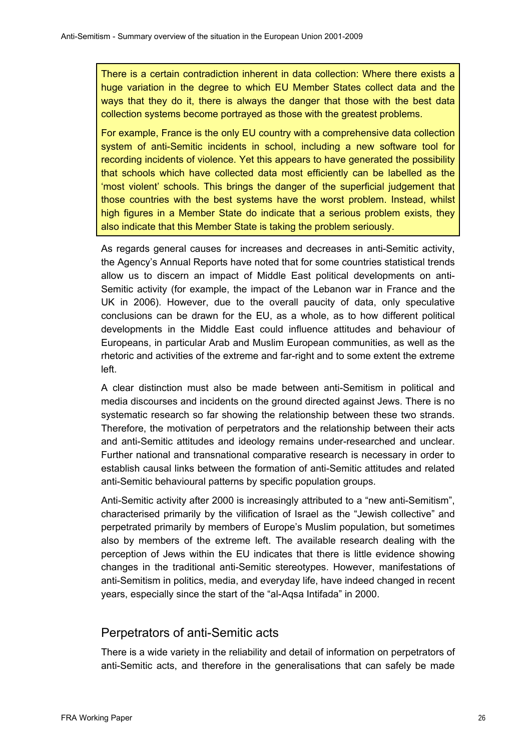There is a certain contradiction inherent in data collection: Where there exists a huge variation in the degree to which EU Member States collect data and the ways that they do it, there is always the danger that those with the best data collection systems become portrayed as those with the greatest problems.

For example, France is the only EU country with a comprehensive data collection system of anti-Semitic incidents in school, including a new software tool for recording incidents of violence. Yet this appears to have generated the possibility that schools which have collected data most efficiently can be labelled as the 'most violent' schools. This brings the danger of the superficial judgement that those countries with the best systems have the worst problem. Instead, whilst high figures in a Member State do indicate that a serious problem exists, they also indicate that this Member State is taking the problem seriously.

As regards general causes for increases and decreases in anti-Semitic activity, the Agency's Annual Reports have noted that for some countries statistical trends allow us to discern an impact of Middle East political developments on anti-Semitic activity (for example, the impact of the Lebanon war in France and the UK in 2006). However, due to the overall paucity of data, only speculative conclusions can be drawn for the EU, as a whole, as to how different political developments in the Middle East could influence attitudes and behaviour of Europeans, in particular Arab and Muslim European communities, as well as the rhetoric and activities of the extreme and far-right and to some extent the extreme left.

A clear distinction must also be made between anti-Semitism in political and media discourses and incidents on the ground directed against Jews. There is no systematic research so far showing the relationship between these two strands. Therefore, the motivation of perpetrators and the relationship between their acts and anti-Semitic attitudes and ideology remains under-researched and unclear. Further national and transnational comparative research is necessary in order to establish causal links between the formation of anti-Semitic attitudes and related anti-Semitic behavioural patterns by specific population groups.

Anti-Semitic activity after 2000 is increasingly attributed to a "new anti-Semitism", characterised primarily by the vilification of Israel as the "Jewish collective" and perpetrated primarily by members of Europe's Muslim population, but sometimes also by members of the extreme left. The available research dealing with the perception of Jews within the EU indicates that there is little evidence showing changes in the traditional anti-Semitic stereotypes. However, manifestations of anti-Semitism in politics, media, and everyday life, have indeed changed in recent years, especially since the start of the "al-Aqsa Intifada" in 2000.

## Perpetrators of anti-Semitic acts

There is a wide variety in the reliability and detail of information on perpetrators of anti-Semitic acts, and therefore in the generalisations that can safely be made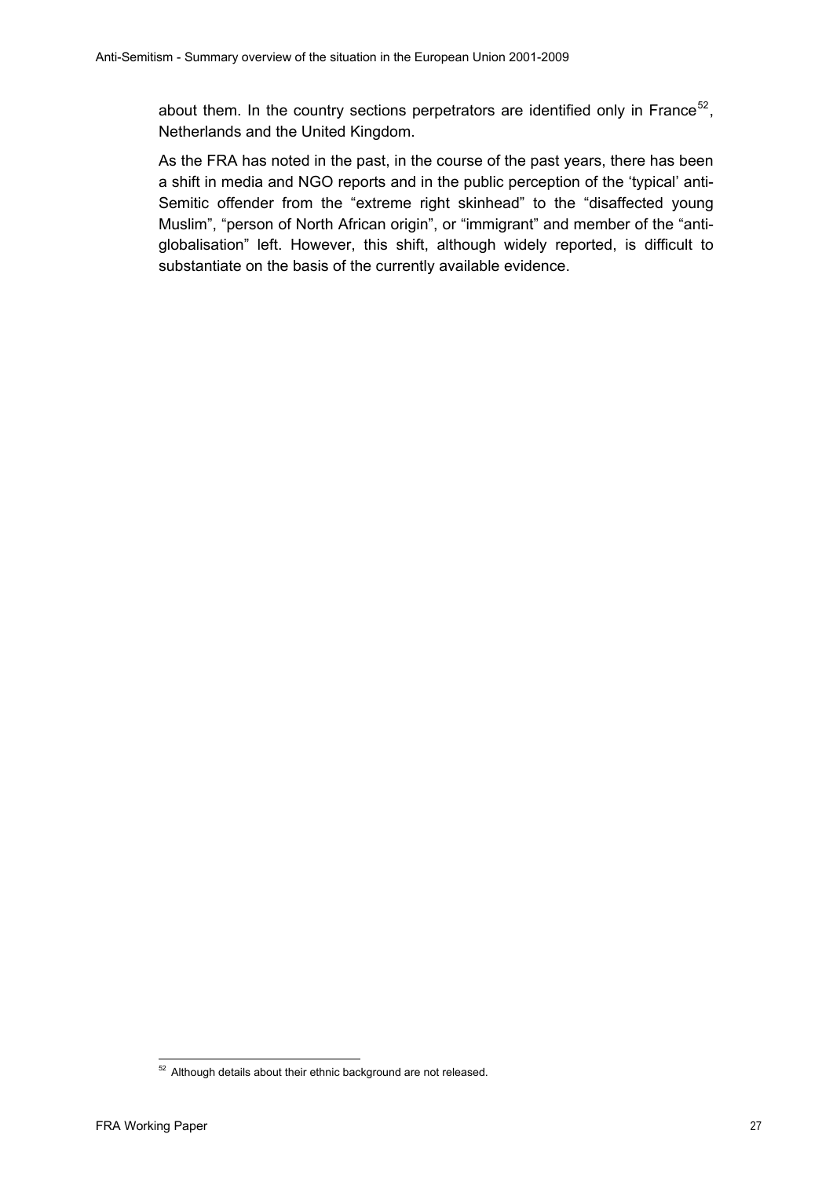about them. In the country sections perpetrators are identified only in France[52], Netherlands and the United Kingdom.

As the FRA has noted in the past, in the course of the past years, there has been a shift in media and NGO reports and in the public perception of the 'typical' anti-Semitic offender from the "extreme right skinhead" to the "disaffected young Muslim", "person of North African origin", or "immigrant" and member of the "anti-globalisation" left. However, this shift, although widely reported, is difficult to substantiate on the basis of the currently available evidence.

[52] Although details about their ethnic background are not released.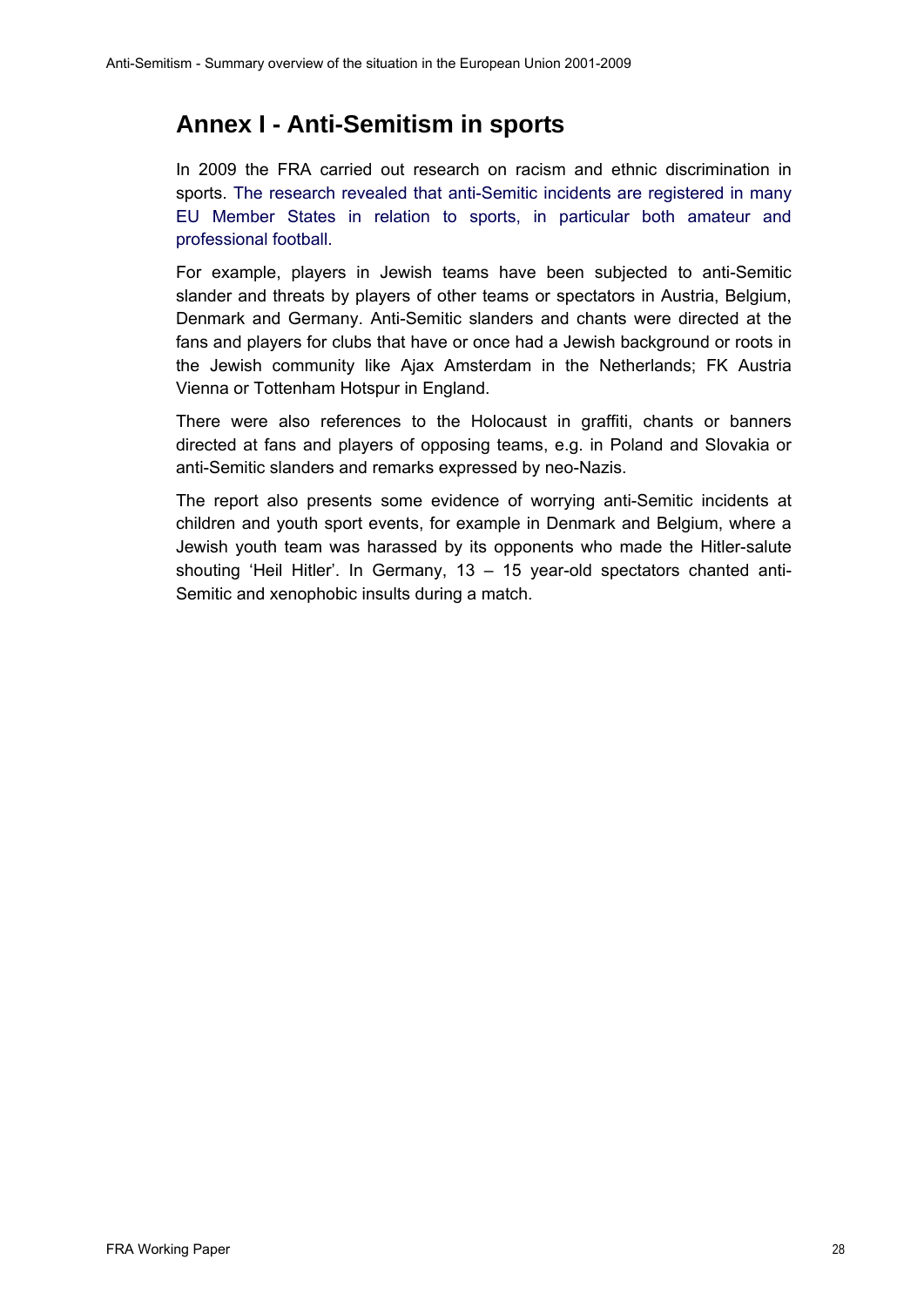# Annex I - Anti-Semitism in sports

In 2009 the FRA carried out research on racism and ethnic discrimination in sports. The research revealed that anti-Semitic incidents are registered in many EU Member States in relation to sports, in particular both amateur and professional football.

For example, players in Jewish teams have been subjected to anti-Semitic slander and threats by players of other teams or spectators in Austria, Belgium, Denmark and Germany. Anti-Semitic slanders and chants were directed at the fans and players for clubs that have or once had a Jewish background or roots in the Jewish community like Ajax Amsterdam in the Netherlands; FK Austria Vienna or Tottenham Hotspur in England.

There were also references to the Holocaust in graffiti, chants or banners directed at fans and players of opposing teams, e.g. in Poland and Slovakia or anti-Semitic slanders and remarks expressed by neo-Nazis.

The report also presents some evidence of worrying anti-Semitic incidents at children and youth sport events, for example in Denmark and Belgium, where a Jewish youth team was harassed by its opponents who made the Hitler-salute shouting 'Heil Hitler'. In Germany, 13 – 15 year-old spectators chanted anti-Semitic and xenophobic insults during a match.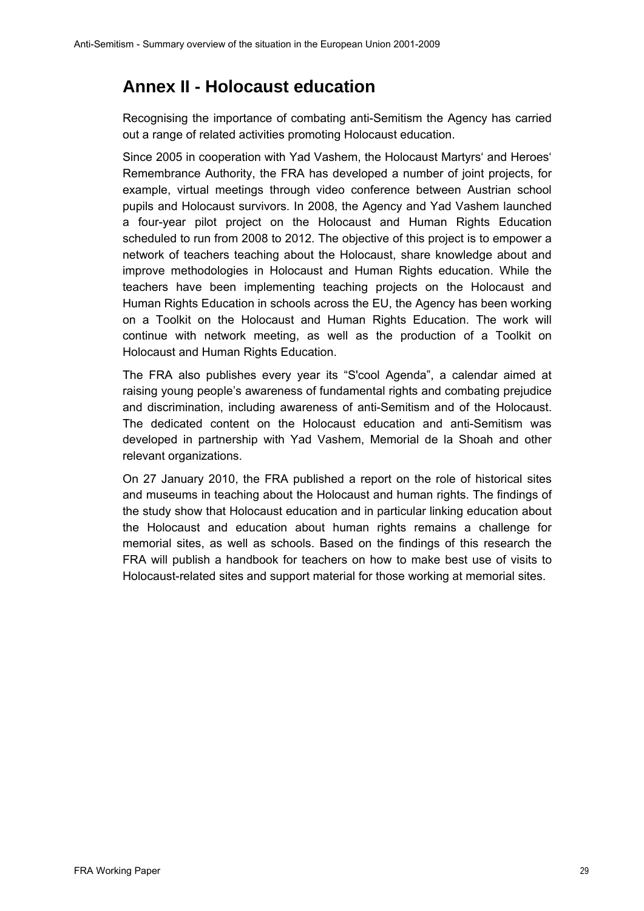# Annex II - Holocaust education

Recognising the importance of combating anti-Semitism the Agency has carried out a range of related activities promoting Holocaust education.

Since 2005 in cooperation with Yad Vashem, the Holocaust Martyrs' and Heroes' Remembrance Authority, the FRA has developed a number of joint projects, for example, virtual meetings through video conference between Austrian school pupils and Holocaust survivors. In 2008, the Agency and Yad Vashem launched a four-year pilot project on the Holocaust and Human Rights Education scheduled to run from 2008 to 2012. The objective of this project is to empower a network of teachers teaching about the Holocaust, share knowledge about and improve methodologies in Holocaust and Human Rights education. While the teachers have been implementing teaching projects on the Holocaust and Human Rights Education in schools across the EU, the Agency has been working on a Toolkit on the Holocaust and Human Rights Education. The work will continue with network meeting, as well as the production of a Toolkit on Holocaust and Human Rights Education.

The FRA also publishes every year its "S'cool Agenda", a calendar aimed at raising young people's awareness of fundamental rights and combating prejudice and discrimination, including awareness of anti-Semitism and of the Holocaust. The dedicated content on the Holocaust education and anti-Semitism was developed in partnership with Yad Vashem, Memorial de la Shoah and other relevant organizations.

On 27 January 2010, the FRA published a report on the role of historical sites and museums in teaching about the Holocaust and human rights. The findings of the study show that Holocaust education and in particular linking education about the Holocaust and education about human rights remains a challenge for memorial sites, as well as schools. Based on the findings of this research the FRA will publish a handbook for teachers on how to make best use of visits to Holocaust-related sites and support material for those working at memorial sites.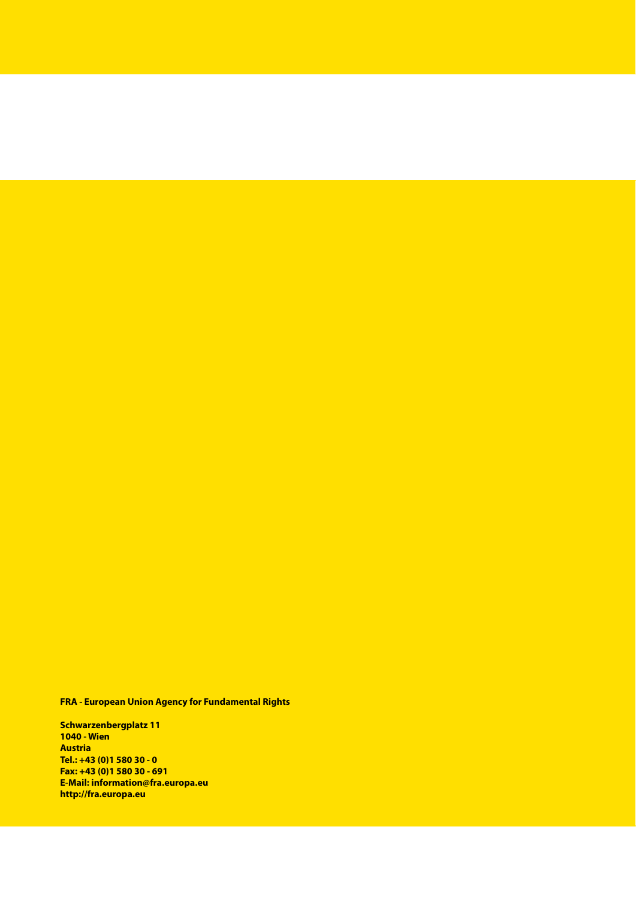**FRA - European Union Agency for Fundamental Rights**

**Schwarzenbergplatz 11**
**1040 - Wien**
**Austria**
**Tel.: +43 (0)1 580 30 - 0**
**Fax: +43 (0)1 580 30 - 691**
**E-Mail: information@fra.europa.eu**
**http://fra.europa.eu**